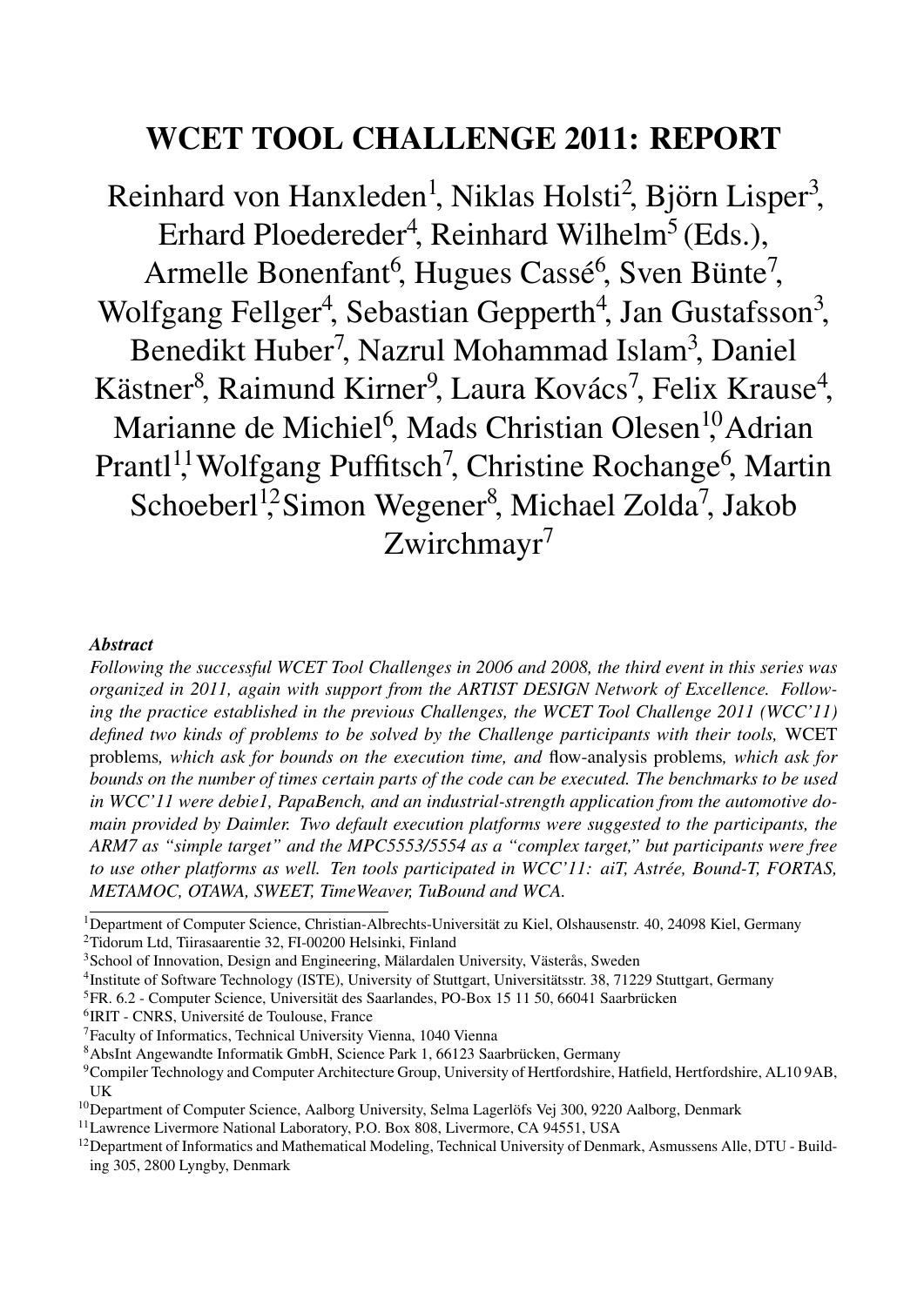# WCET TOOL CHALLENGE 2011: REPORT

Reinhard von Hanxleden[1], Niklas Holsti[2], Björn Lisper[3], Erhard Ploedereder[4], Reinhard Wilhelm[5] (Eds.), Armelle Bonenfant[6], Hugues Cassé[6], Sven Bünte[7], Wolfgang Fellger[4], Sebastian Gepperth[4], Jan Gustafsson[3], Benedikt Huber[7], Nazrul Mohammad Islam[3], Daniel Kästner[8], Raimund Kirner[9], Laura Kovács[7], Felix Krause[4], Marianne de Michiel[6], Mads Christian Olesen[10], Adrian Prantl[11], Wolfgang Puffitsch[7], Christine Rochange[6], Martin Schoeberl[12], Simon Wegener[8], Michael Zolda[7], Jakob Zwirchmayr[7]

***Abstract***

*Following the successful WCET Tool Challenges in 2006 and 2008, the third event in this series was organized in 2011, again with support from the ARTIST DESIGN Network of Excellence. Following the practice established in the previous Challenges, the WCET Tool Challenge 2011 (WCC'11) defined two kinds of problems to be solved by the Challenge participants with their tools,* WCET problems*, which ask for bounds on the execution time, and* flow-analysis problems*, which ask for bounds on the number of times certain parts of the code can be executed. The benchmarks to be used in WCC'11 were debie1, PapaBench, and an industrial-strength application from the automotive domain provided by Daimler. Two default execution platforms were suggested to the participants, the ARM7 as "simple target" and the MPC5553/5554 as a "complex target," but participants were free to use other platforms as well. Ten tools participated in WCC'11: aiT, Astrée, Bound-T, FORTAS, METAMOC, OTAWA, SWEET, TimeWeaver, TuBound and WCA.*

---

[1] Department of Computer Science, Christian-Albrechts-Universität zu Kiel, Olshausenstr. 40, 24098 Kiel, Germany

[2] Tidorum Ltd, Tiirasaarentie 32, FI-00200 Helsinki, Finland

[3] School of Innovation, Design and Engineering, Mälardalen University, Västerås, Sweden

[4] Institute of Software Technology (ISTE), University of Stuttgart, Universitätsstr. 38, 71229 Stuttgart, Germany

[5] FR. 6.2 - Computer Science, Universität des Saarlandes, PO-Box 15 11 50, 66041 Saarbrücken

[6] IRIT - CNRS, Université de Toulouse, France

[7] Faculty of Informatics, Technical University Vienna, 1040 Vienna

[8] AbsInt Angewandte Informatik GmbH, Science Park 1, 66123 Saarbrücken, Germany

[9] Compiler Technology and Computer Architecture Group, University of Hertfordshire, Hatfield, Hertfordshire, AL10 9AB, UK

[10] Department of Computer Science, Aalborg University, Selma Lagerlöfs Vej 300, 9220 Aalborg, Denmark

[11] Lawrence Livermore National Laboratory, P.O. Box 808, Livermore, CA 94551, USA

[12] Department of Informatics and Mathematical Modeling, Technical University of Denmark, Asmussens Alle, DTU - Building 305, 2800 Lyngby, Denmark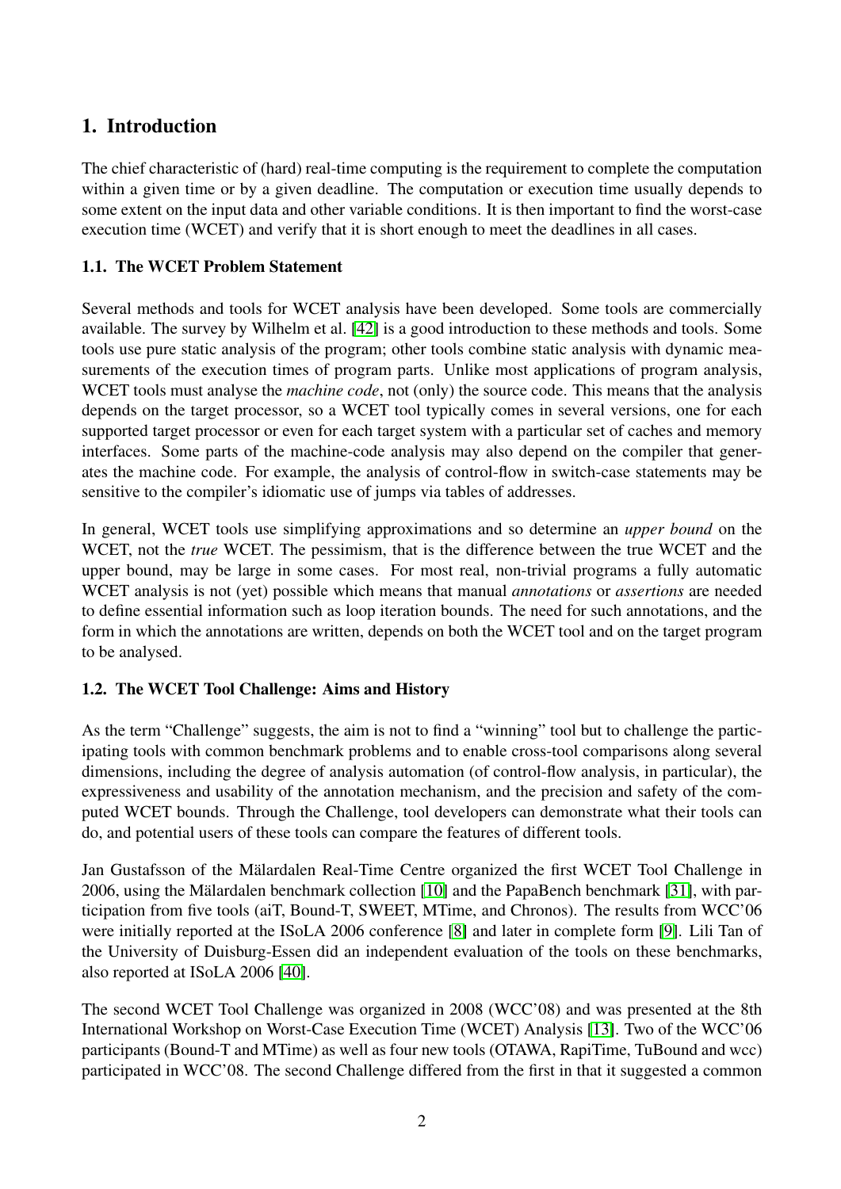# 1. Introduction

The chief characteristic of (hard) real-time computing is the requirement to complete the computation within a given time or by a given deadline. The computation or execution time usually depends to some extent on the input data and other variable conditions. It is then important to find the worst-case execution time (WCET) and verify that it is short enough to meet the deadlines in all cases.

## 1.1. The WCET Problem Statement

Several methods and tools for WCET analysis have been developed. Some tools are commercially available. The survey by Wilhelm et al. [42] is a good introduction to these methods and tools. Some tools use pure static analysis of the program; other tools combine static analysis with dynamic measurements of the execution times of program parts. Unlike most applications of program analysis, WCET tools must analyse the *machine code*, not (only) the source code. This means that the analysis depends on the target processor, so a WCET tool typically comes in several versions, one for each supported target processor or even for each target system with a particular set of caches and memory interfaces. Some parts of the machine-code analysis may also depend on the compiler that generates the machine code. For example, the analysis of control-flow in switch-case statements may be sensitive to the compiler's idiomatic use of jumps via tables of addresses.

In general, WCET tools use simplifying approximations and so determine an *upper bound* on the WCET, not the *true* WCET. The pessimism, that is the difference between the true WCET and the upper bound, may be large in some cases. For most real, non-trivial programs a fully automatic WCET analysis is not (yet) possible which means that manual *annotations* or *assertions* are needed to define essential information such as loop iteration bounds. The need for such annotations, and the form in which the annotations are written, depends on both the WCET tool and on the target program to be analysed.

## 1.2. The WCET Tool Challenge: Aims and History

As the term "Challenge" suggests, the aim is not to find a "winning" tool but to challenge the participating tools with common benchmark problems and to enable cross-tool comparisons along several dimensions, including the degree of analysis automation (of control-flow analysis, in particular), the expressiveness and usability of the annotation mechanism, and the precision and safety of the computed WCET bounds. Through the Challenge, tool developers can demonstrate what their tools can do, and potential users of these tools can compare the features of different tools.

Jan Gustafsson of the Mälardalen Real-Time Centre organized the first WCET Tool Challenge in 2006, using the Mälardalen benchmark collection [10] and the PapaBench benchmark [31], with participation from five tools (aiT, Bound-T, SWEET, MTime, and Chronos). The results from WCC'06 were initially reported at the ISoLA 2006 conference [8] and later in complete form [9]. Lili Tan of the University of Duisburg-Essen did an independent evaluation of the tools on these benchmarks, also reported at ISoLA 2006 [40].

The second WCET Tool Challenge was organized in 2008 (WCC'08) and was presented at the 8th International Workshop on Worst-Case Execution Time (WCET) Analysis [13]. Two of the WCC'06 participants (Bound-T and MTime) as well as four new tools (OTAWA, RapiTime, TuBound and wcc) participated in WCC'08. The second Challenge differed from the first in that it suggested a common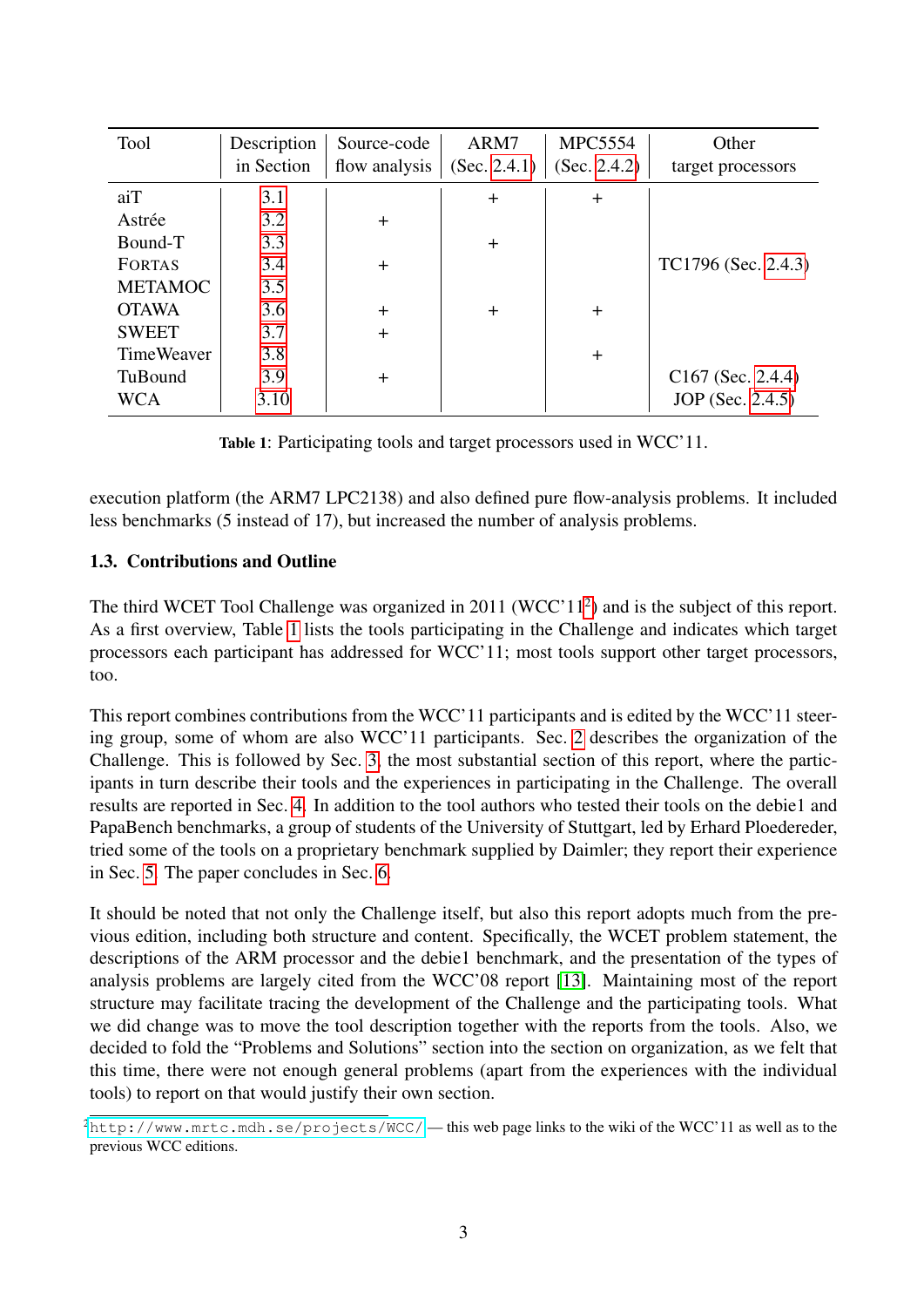| Tool | Description in Section | Source-code flow analysis | ARM7 (Sec. 2.4.1) | MPC5554 (Sec. 2.4.2) | Other target processors |
|---|---|---|---|---|---|
| aiT | 3.1 | | + | + | |
| Astrée | 3.2 | + | | | |
| Bound-T | 3.3 | | + | | |
| FORTAS | 3.4 | + | | | TC1796 (Sec. 2.4.3) |
| METAMOC | 3.5 | | | | |
| OTAWA | 3.6 | + | + | + | |
| SWEET | 3.7 | + | | | |
| TimeWeaver | 3.8 | | | + | |
| TuBound | 3.9 | + | | | C167 (Sec. 2.4.4) |
| WCA | 3.10 | | | | JOP (Sec. 2.4.5) |

**Table 1**: Participating tools and target processors used in WCC'11.

execution platform (the ARM7 LPC2138) and also defined pure flow-analysis problems. It included less benchmarks (5 instead of 17), but increased the number of analysis problems.

### 1.3. Contributions and Outline

The third WCET Tool Challenge was organized in 2011 (WCC'11[2]) and is the subject of this report. As a first overview, Table 1 lists the tools participating in the Challenge and indicates which target processors each participant has addressed for WCC'11; most tools support other target processors, too.

This report combines contributions from the WCC'11 participants and is edited by the WCC'11 steering group, some of whom are also WCC'11 participants. Sec. 2 describes the organization of the Challenge. This is followed by Sec. 3, the most substantial section of this report, where the participants in turn describe their tools and the experiences in participating in the Challenge. The overall results are reported in Sec. 4. In addition to the tool authors who tested their tools on the debie1 and PapaBench benchmarks, a group of students of the University of Stuttgart, led by Erhard Ploedereder, tried some of the tools on a proprietary benchmark supplied by Daimler; they report their experience in Sec. 5. The paper concludes in Sec. 6.

It should be noted that not only the Challenge itself, but also this report adopts much from the previous edition, including both structure and content. Specifically, the WCET problem statement, the descriptions of the ARM processor and the debie1 benchmark, and the presentation of the types of analysis problems are largely cited from the WCC'08 report [13]. Maintaining most of the report structure may facilitate tracing the development of the Challenge and the participating tools. What we did change was to move the tool description together with the reports from the tools. Also, we decided to fold the "Problems and Solutions" section into the section on organization, as we felt that this time, there were not enough general problems (apart from the experiences with the individual tools) to report on that would justify their own section.

[2] `http://www.mrtc.mdh.se/projects/WCC/` — this web page links to the wiki of the WCC'11 as well as to the previous WCC editions.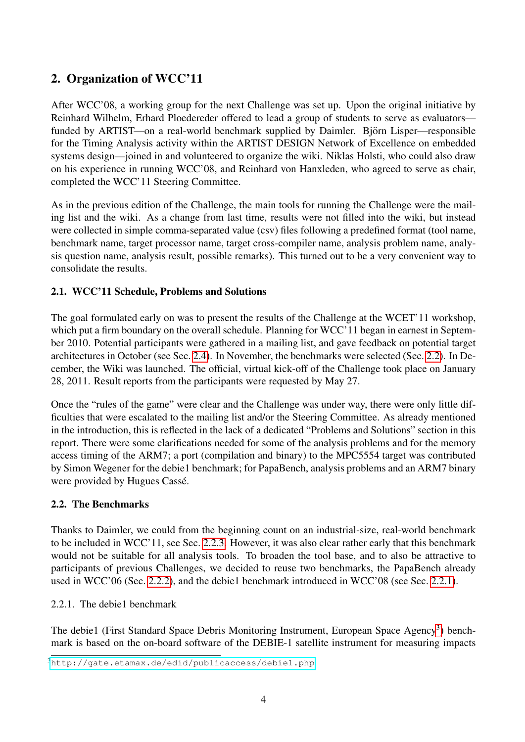## 2. Organization of WCC'11

After WCC'08, a working group for the next Challenge was set up. Upon the original initiative by Reinhard Wilhelm, Erhard Ploedereder offered to lead a group of students to serve as evaluators—funded by ARTIST—on a real-world benchmark supplied by Daimler. Björn Lisper—responsible for the Timing Analysis activity within the ARTIST DESIGN Network of Excellence on embedded systems design—joined in and volunteered to organize the wiki. Niklas Holsti, who could also draw on his experience in running WCC'08, and Reinhard von Hanxleden, who agreed to serve as chair, completed the WCC'11 Steering Committee.

As in the previous edition of the Challenge, the main tools for running the Challenge were the mailing list and the wiki. As a change from last time, results were not filled into the wiki, but instead were collected in simple comma-separated value (csv) files following a predefined format (tool name, benchmark name, target processor name, target cross-compiler name, analysis problem name, analysis question name, analysis result, possible remarks). This turned out to be a very convenient way to consolidate the results.

### 2.1. WCC'11 Schedule, Problems and Solutions

The goal formulated early on was to present the results of the Challenge at the WCET'11 workshop, which put a firm boundary on the overall schedule. Planning for WCC'11 began in earnest in September 2010. Potential participants were gathered in a mailing list, and gave feedback on potential target architectures in October (see Sec. 2.4). In November, the benchmarks were selected (Sec. 2.2). In December, the Wiki was launched. The official, virtual kick-off of the Challenge took place on January 28, 2011. Result reports from the participants were requested by May 27.

Once the "rules of the game" were clear and the Challenge was under way, there were only little difficulties that were escalated to the mailing list and/or the Steering Committee. As already mentioned in the introduction, this is reflected in the lack of a dedicated "Problems and Solutions" section in this report. There were some clarifications needed for some of the analysis problems and for the memory access timing of the ARM7; a port (compilation and binary) to the MPC5554 target was contributed by Simon Wegener for the debie1 benchmark; for PapaBench, analysis problems and an ARM7 binary were provided by Hugues Cassé.

### 2.2. The Benchmarks

Thanks to Daimler, we could from the beginning count on an industrial-size, real-world benchmark to be included in WCC'11, see Sec. 2.2.3. However, it was also clear rather early that this benchmark would not be suitable for all analysis tools. To broaden the tool base, and to also be attractive to participants of previous Challenges, we decided to reuse two benchmarks, the PapaBench already used in WCC'06 (Sec. 2.2.2), and the debie1 benchmark introduced in WCC'08 (see Sec. 2.2.1).

#### 2.2.1. The debie1 benchmark

The debie1 (First Standard Space Debris Monitoring Instrument, European Space Agency[3]) benchmark is based on the on-board software of the DEBIE-1 satellite instrument for measuring impacts

[3] http://gate.etamax.de/edid/publicaccess/debie1.php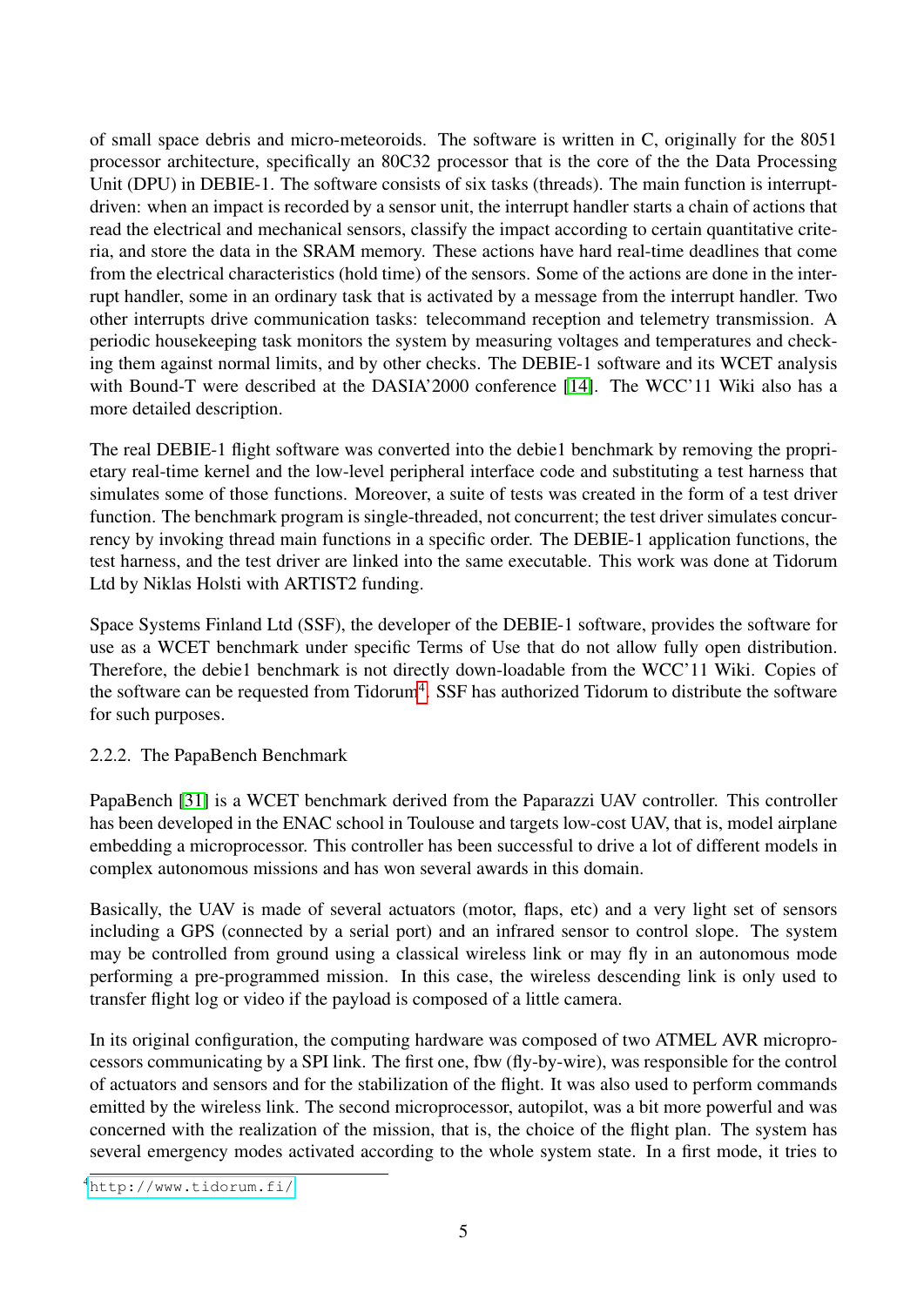of small space debris and micro-meteoroids. The software is written in C, originally for the 8051 processor architecture, specifically an 80C32 processor that is the core of the the Data Processing Unit (DPU) in DEBIE-1. The software consists of six tasks (threads). The main function is interrupt-driven: when an impact is recorded by a sensor unit, the interrupt handler starts a chain of actions that read the electrical and mechanical sensors, classify the impact according to certain quantitative criteria, and store the data in the SRAM memory. These actions have hard real-time deadlines that come from the electrical characteristics (hold time) of the sensors. Some of the actions are done in the interrupt handler, some in an ordinary task that is activated by a message from the interrupt handler. Two other interrupts drive communication tasks: telecommand reception and telemetry transmission. A periodic housekeeping task monitors the system by measuring voltages and temperatures and checking them against normal limits, and by other checks. The DEBIE-1 software and its WCET analysis with Bound-T were described at the DASIA'2000 conference [14]. The WCC'11 Wiki also has a more detailed description.

The real DEBIE-1 flight software was converted into the debie1 benchmark by removing the proprietary real-time kernel and the low-level peripheral interface code and substituting a test harness that simulates some of those functions. Moreover, a suite of tests was created in the form of a test driver function. The benchmark program is single-threaded, not concurrent; the test driver simulates concurrency by invoking thread main functions in a specific order. The DEBIE-1 application functions, the test harness, and the test driver are linked into the same executable. This work was done at Tidorum Ltd by Niklas Holsti with ARTIST2 funding.

Space Systems Finland Ltd (SSF), the developer of the DEBIE-1 software, provides the software for use as a WCET benchmark under specific Terms of Use that do not allow fully open distribution. Therefore, the debie1 benchmark is not directly down-loadable from the WCC'11 Wiki. Copies of the software can be requested from Tidorum[4]. SSF has authorized Tidorum to distribute the software for such purposes.

### 2.2.2. The PapaBench Benchmark

PapaBench [31] is a WCET benchmark derived from the Paparazzi UAV controller. This controller has been developed in the ENAC school in Toulouse and targets low-cost UAV, that is, model airplane embedding a microprocessor. This controller has been successful to drive a lot of different models in complex autonomous missions and has won several awards in this domain.

Basically, the UAV is made of several actuators (motor, flaps, etc) and a very light set of sensors including a GPS (connected by a serial port) and an infrared sensor to control slope. The system may be controlled from ground using a classical wireless link or may fly in an autonomous mode performing a pre-programmed mission. In this case, the wireless descending link is only used to transfer flight log or video if the payload is composed of a little camera.

In its original configuration, the computing hardware was composed of two ATMEL AVR microprocessors communicating by a SPI link. The first one, fbw (fly-by-wire), was responsible for the control of actuators and sensors and for the stabilization of the flight. It was also used to perform commands emitted by the wireless link. The second microprocessor, autopilot, was a bit more powerful and was concerned with the realization of the mission, that is, the choice of the flight plan. The system has several emergency modes activated according to the whole system state. In a first mode, it tries to

[4] http://www.tidorum.fi/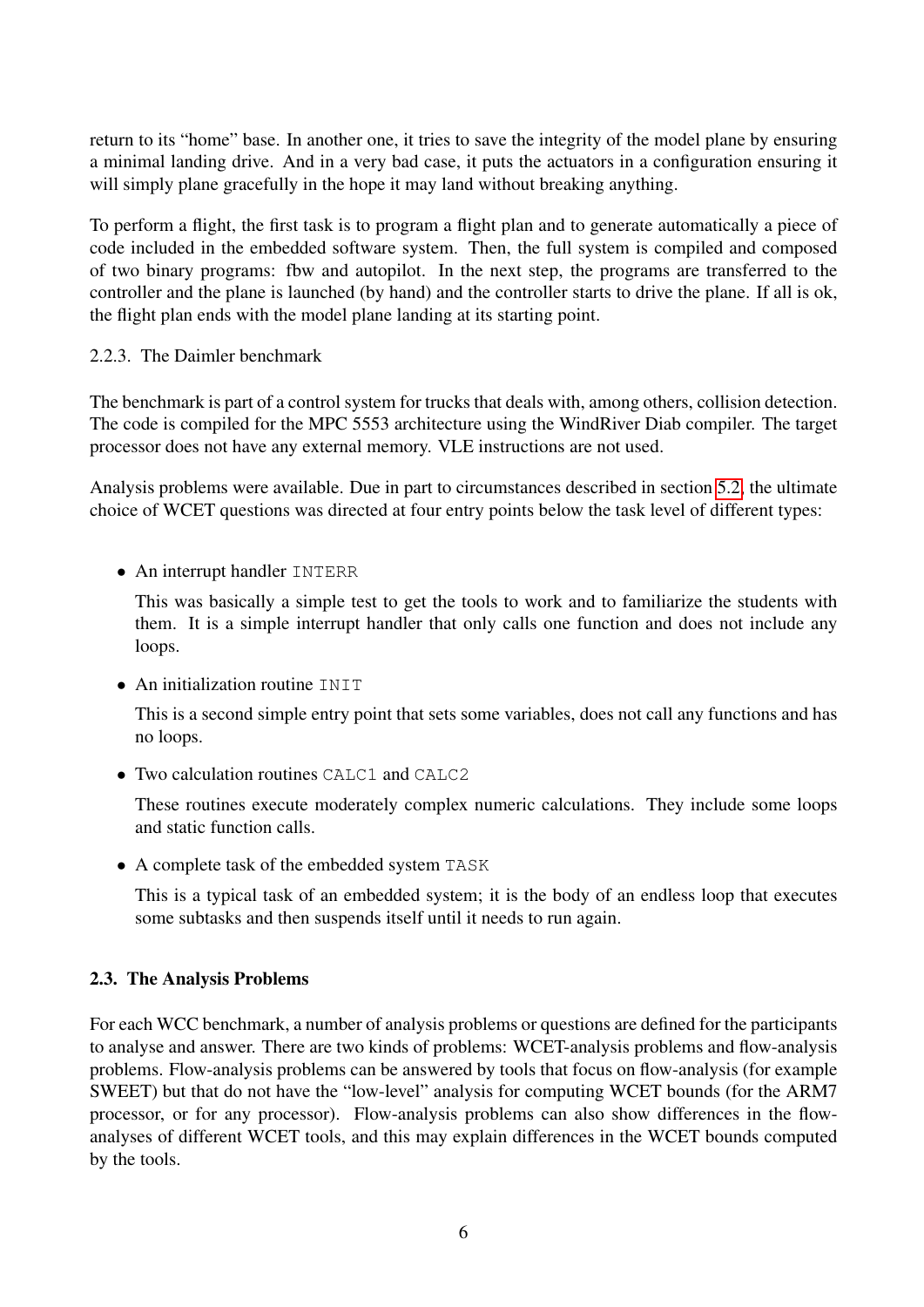return to its "home" base. In another one, it tries to save the integrity of the model plane by ensuring a minimal landing drive. And in a very bad case, it puts the actuators in a configuration ensuring it will simply plane gracefully in the hope it may land without breaking anything.

To perform a flight, the first task is to program a flight plan and to generate automatically a piece of code included in the embedded software system. Then, the full system is compiled and composed of two binary programs: fbw and autopilot. In the next step, the programs are transferred to the controller and the plane is launched (by hand) and the controller starts to drive the plane. If all is ok, the flight plan ends with the model plane landing at its starting point.

### 2.2.3. The Daimler benchmark

The benchmark is part of a control system for trucks that deals with, among others, collision detection. The code is compiled for the MPC 5553 architecture using the WindRiver Diab compiler. The target processor does not have any external memory. VLE instructions are not used.

Analysis problems were available. Due in part to circumstances described in section 5.2, the ultimate choice of WCET questions was directed at four entry points below the task level of different types:

- An interrupt handler `INTERR`

  This was basically a simple test to get the tools to work and to familiarize the students with them. It is a simple interrupt handler that only calls one function and does not include any loops.

- An initialization routine `INIT`

  This is a second simple entry point that sets some variables, does not call any functions and has no loops.

- Two calculation routines `CALC1` and `CALC2`

  These routines execute moderately complex numeric calculations. They include some loops and static function calls.

- A complete task of the embedded system `TASK`

  This is a typical task of an embedded system; it is the body of an endless loop that executes some subtasks and then suspends itself until it needs to run again.

## 2.3. The Analysis Problems

For each WCC benchmark, a number of analysis problems or questions are defined for the participants to analyse and answer. There are two kinds of problems: WCET-analysis problems and flow-analysis problems. Flow-analysis problems can be answered by tools that focus on flow-analysis (for example SWEET) but that do not have the "low-level" analysis for computing WCET bounds (for the ARM7 processor, or for any processor). Flow-analysis problems can also show differences in the flow-analyses of different WCET tools, and this may explain differences in the WCET bounds computed by the tools.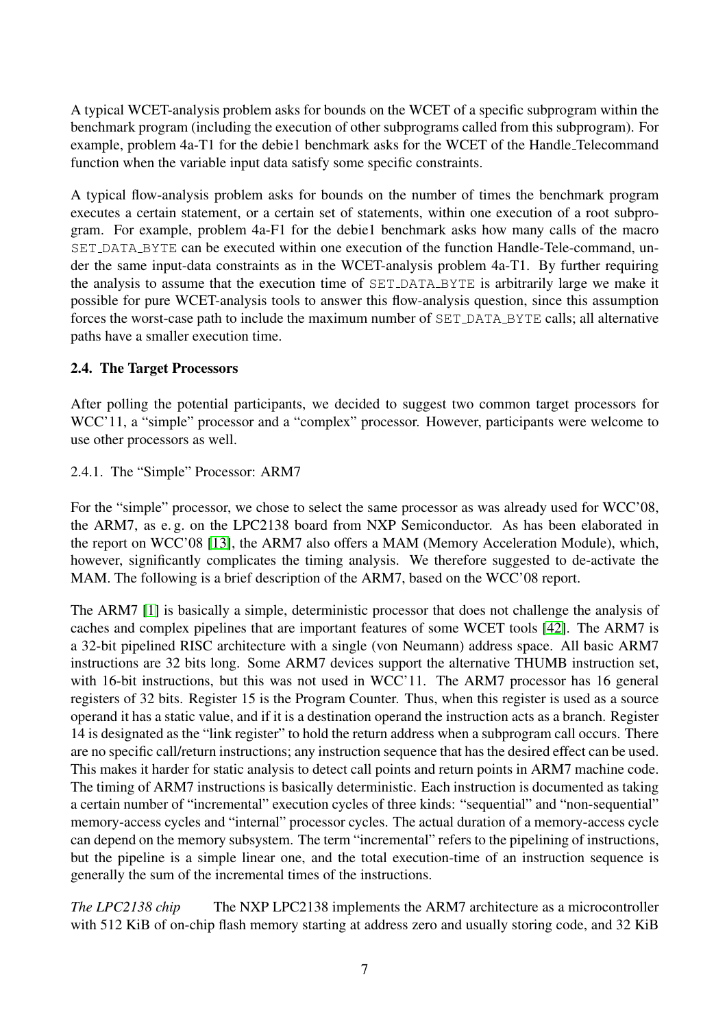A typical WCET-analysis problem asks for bounds on the WCET of a specific subprogram within the benchmark program (including the execution of other subprograms called from this subprogram). For example, problem 4a-T1 for the debie1 benchmark asks for the WCET of the Handle_Telecommand function when the variable input data satisfy some specific constraints.

A typical flow-analysis problem asks for bounds on the number of times the benchmark program executes a certain statement, or a certain set of statements, within one execution of a root subprogram. For example, problem 4a-F1 for the debie1 benchmark asks how many calls of the macro `SET_DATA_BYTE` can be executed within one execution of the function Handle-Tele-command, under the same input-data constraints as in the WCET-analysis problem 4a-T1. By further requiring the analysis to assume that the execution time of `SET_DATA_BYTE` is arbitrarily large we make it possible for pure WCET-analysis tools to answer this flow-analysis question, since this assumption forces the worst-case path to include the maximum number of `SET_DATA_BYTE` calls; all alternative paths have a smaller execution time.

### 2.4. The Target Processors

After polling the potential participants, we decided to suggest two common target processors for WCC'11, a "simple" processor and a "complex" processor. However, participants were welcome to use other processors as well.

#### 2.4.1. The "Simple" Processor: ARM7

For the "simple" processor, we chose to select the same processor as was already used for WCC'08, the ARM7, as e. g. on the LPC2138 board from NXP Semiconductor. As has been elaborated in the report on WCC'08 [13], the ARM7 also offers a MAM (Memory Acceleration Module), which, however, significantly complicates the timing analysis. We therefore suggested to de-activate the MAM. The following is a brief description of the ARM7, based on the WCC'08 report.

The ARM7 [1] is basically a simple, deterministic processor that does not challenge the analysis of caches and complex pipelines that are important features of some WCET tools [42]. The ARM7 is a 32-bit pipelined RISC architecture with a single (von Neumann) address space. All basic ARM7 instructions are 32 bits long. Some ARM7 devices support the alternative THUMB instruction set, with 16-bit instructions, but this was not used in WCC'11. The ARM7 processor has 16 general registers of 32 bits. Register 15 is the Program Counter. Thus, when this register is used as a source operand it has a static value, and if it is a destination operand the instruction acts as a branch. Register 14 is designated as the "link register" to hold the return address when a subprogram call occurs. There are no specific call/return instructions; any instruction sequence that has the desired effect can be used. This makes it harder for static analysis to detect call points and return points in ARM7 machine code. The timing of ARM7 instructions is basically deterministic. Each instruction is documented as taking a certain number of "incremental" execution cycles of three kinds: "sequential" and "non-sequential" memory-access cycles and "internal" processor cycles. The actual duration of a memory-access cycle can depend on the memory subsystem. The term "incremental" refers to the pipelining of instructions, but the pipeline is a simple linear one, and the total execution-time of an instruction sequence is generally the sum of the incremental times of the instructions.

*The LPC2138 chip* The NXP LPC2138 implements the ARM7 architecture as a microcontroller with 512 KiB of on-chip flash memory starting at address zero and usually storing code, and 32 KiB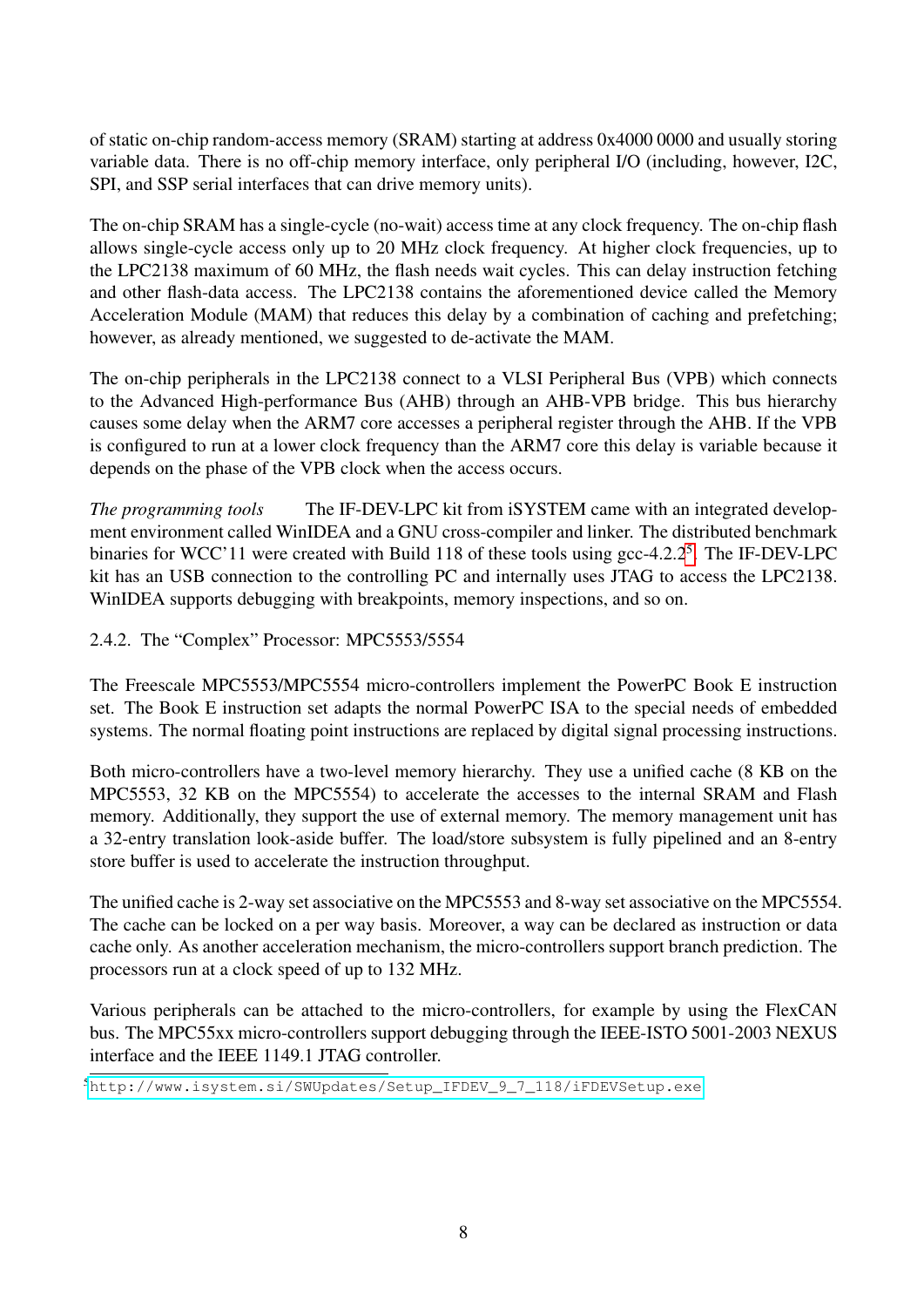of static on-chip random-access memory (SRAM) starting at address 0x4000 0000 and usually storing variable data. There is no off-chip memory interface, only peripheral I/O (including, however, I2C, SPI, and SSP serial interfaces that can drive memory units).

The on-chip SRAM has a single-cycle (no-wait) access time at any clock frequency. The on-chip flash allows single-cycle access only up to 20 MHz clock frequency. At higher clock frequencies, up to the LPC2138 maximum of 60 MHz, the flash needs wait cycles. This can delay instruction fetching and other flash-data access. The LPC2138 contains the aforementioned device called the Memory Acceleration Module (MAM) that reduces this delay by a combination of caching and prefetching; however, as already mentioned, we suggested to de-activate the MAM.

The on-chip peripherals in the LPC2138 connect to a VLSI Peripheral Bus (VPB) which connects to the Advanced High-performance Bus (AHB) through an AHB-VPB bridge. This bus hierarchy causes some delay when the ARM7 core accesses a peripheral register through the AHB. If the VPB is configured to run at a lower clock frequency than the ARM7 core this delay is variable because it depends on the phase of the VPB clock when the access occurs.

*The programming tools* The IF-DEV-LPC kit from iSYSTEM came with an integrated development environment called WinIDEA and a GNU cross-compiler and linker. The distributed benchmark binaries for WCC'11 were created with Build 118 of these tools using gcc-4.2.2[5]. The IF-DEV-LPC kit has an USB connection to the controlling PC and internally uses JTAG to access the LPC2138. WinIDEA supports debugging with breakpoints, memory inspections, and so on.

### 2.4.2. The "Complex" Processor: MPC5553/5554

The Freescale MPC5553/MPC5554 micro-controllers implement the PowerPC Book E instruction set. The Book E instruction set adapts the normal PowerPC ISA to the special needs of embedded systems. The normal floating point instructions are replaced by digital signal processing instructions.

Both micro-controllers have a two-level memory hierarchy. They use a unified cache (8 KB on the MPC5553, 32 KB on the MPC5554) to accelerate the accesses to the internal SRAM and Flash memory. Additionally, they support the use of external memory. The memory management unit has a 32-entry translation look-aside buffer. The load/store subsystem is fully pipelined and an 8-entry store buffer is used to accelerate the instruction throughput.

The unified cache is 2-way set associative on the MPC5553 and 8-way set associative on the MPC5554. The cache can be locked on a per way basis. Moreover, a way can be declared as instruction or data cache only. As another acceleration mechanism, the micro-controllers support branch prediction. The processors run at a clock speed of up to 132 MHz.

Various peripherals can be attached to the micro-controllers, for example by using the FlexCAN bus. The MPC55xx micro-controllers support debugging through the IEEE-ISTO 5001-2003 NEXUS interface and the IEEE 1149.1 JTAG controller.

[5] http://www.isystem.si/SWUpdates/Setup_IFDEV_9_7_118/iFDEVSetup.exe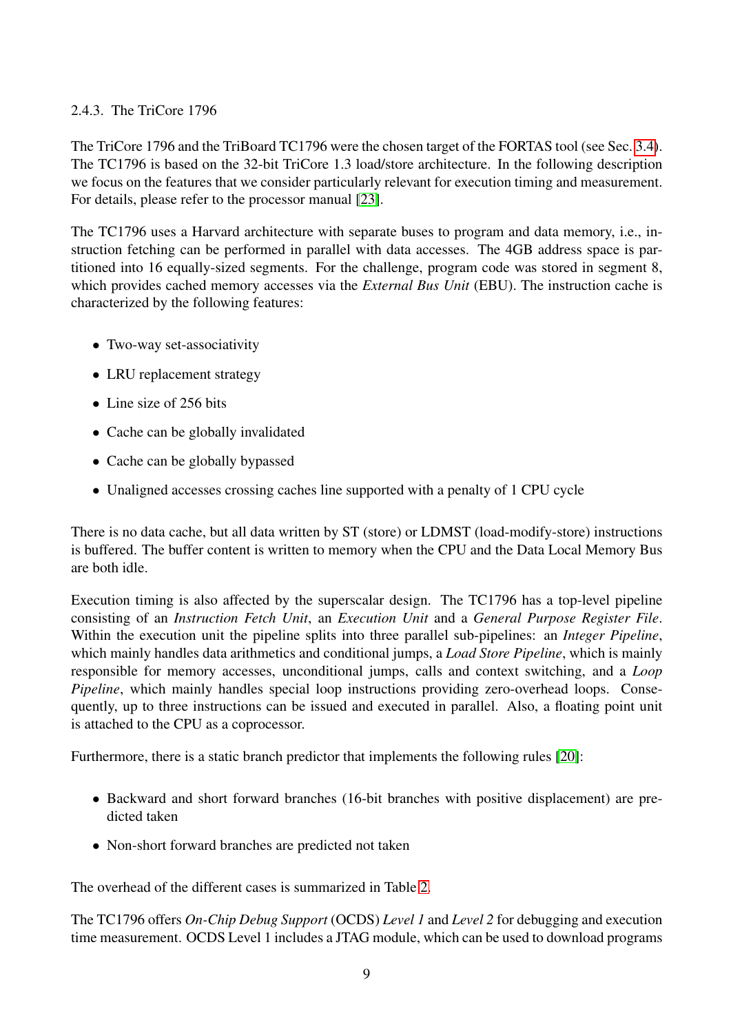### 2.4.3. The TriCore 1796

The TriCore 1796 and the TriBoard TC1796 were the chosen target of the FORTAS tool (see Sec. 3.4). The TC1796 is based on the 32-bit TriCore 1.3 load/store architecture. In the following description we focus on the features that we consider particularly relevant for execution timing and measurement. For details, please refer to the processor manual [23].

The TC1796 uses a Harvard architecture with separate buses to program and data memory, i.e., instruction fetching can be performed in parallel with data accesses. The 4GB address space is partitioned into 16 equally-sized segments. For the challenge, program code was stored in segment 8, which provides cached memory accesses via the *External Bus Unit* (EBU). The instruction cache is characterized by the following features:

- Two-way set-associativity
- LRU replacement strategy
- Line size of 256 bits
- Cache can be globally invalidated
- Cache can be globally bypassed
- Unaligned accesses crossing caches line supported with a penalty of 1 CPU cycle

There is no data cache, but all data written by ST (store) or LDMST (load-modify-store) instructions is buffered. The buffer content is written to memory when the CPU and the Data Local Memory Bus are both idle.

Execution timing is also affected by the superscalar design. The TC1796 has a top-level pipeline consisting of an *Instruction Fetch Unit*, an *Execution Unit* and a *General Purpose Register File*. Within the execution unit the pipeline splits into three parallel sub-pipelines: an *Integer Pipeline*, which mainly handles data arithmetics and conditional jumps, a *Load Store Pipeline*, which is mainly responsible for memory accesses, unconditional jumps, calls and context switching, and a *Loop Pipeline*, which mainly handles special loop instructions providing zero-overhead loops. Consequently, up to three instructions can be issued and executed in parallel. Also, a floating point unit is attached to the CPU as a coprocessor.

Furthermore, there is a static branch predictor that implements the following rules [20]:

- Backward and short forward branches (16-bit branches with positive displacement) are predicted taken
- Non-short forward branches are predicted not taken

The overhead of the different cases is summarized in Table 2.

The TC1796 offers *On-Chip Debug Support* (OCDS) *Level 1* and *Level 2* for debugging and execution time measurement. OCDS Level 1 includes a JTAG module, which can be used to download programs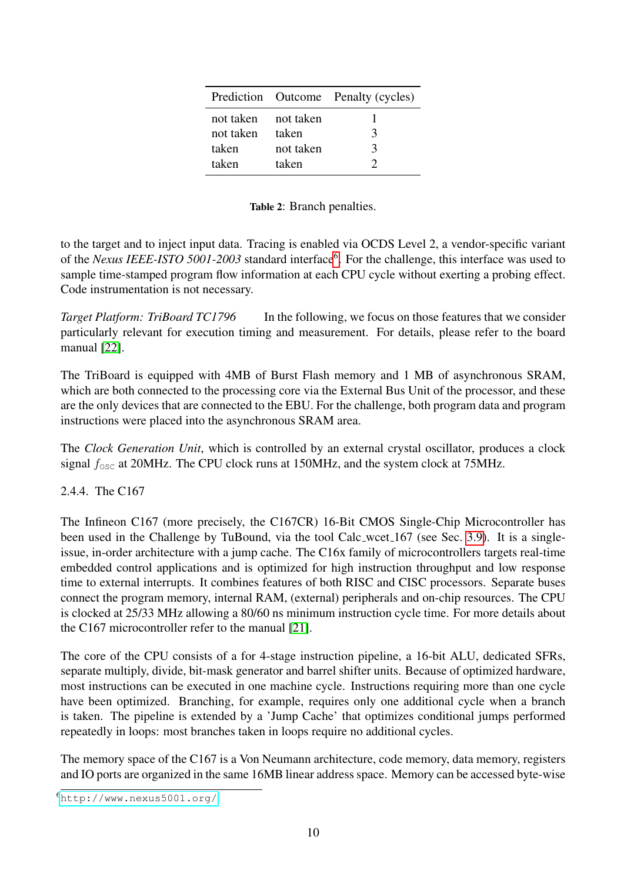| Prediction | Outcome | Penalty (cycles) |
| --- | --- | --- |
| not taken | not taken | 1 |
| not taken | taken | 3 |
| taken | not taken | 3 |
| taken | taken | 2 |

**Table 2**: Branch penalties.

to the target and to inject input data. Tracing is enabled via OCDS Level 2, a vendor-specific variant of the *Nexus IEEE-ISTO 5001-2003* standard interface[6]. For the challenge, this interface was used to sample time-stamped program flow information at each CPU cycle without exerting a probing effect. Code instrumentation is not necessary.

*Target Platform: TriBoard TC1796* In the following, we focus on those features that we consider particularly relevant for execution timing and measurement. For details, please refer to the board manual [22].

The TriBoard is equipped with 4MB of Burst Flash memory and 1 MB of asynchronous SRAM, which are both connected to the processing core via the External Bus Unit of the processor, and these are the only devices that are connected to the EBU. For the challenge, both program data and program instructions were placed into the asynchronous SRAM area.

The *Clock Generation Unit*, which is controlled by an external crystal oscillator, produces a clock signal $f_{\text{OSC}}$ at 20MHz. The CPU clock runs at 150MHz, and the system clock at 75MHz.

#### 2.4.4. The C167

The Infineon C167 (more precisely, the C167CR) 16-Bit CMOS Single-Chip Microcontroller has been used in the Challenge by TuBound, via the tool Calc_wcet_167 (see Sec. 3.9). It is a single-issue, in-order architecture with a jump cache. The C16x family of microcontrollers targets real-time embedded control applications and is optimized for high instruction throughput and low response time to external interrupts. It combines features of both RISC and CISC processors. Separate buses connect the program memory, internal RAM, (external) peripherals and on-chip resources. The CPU is clocked at 25/33 MHz allowing a 80/60 ns minimum instruction cycle time. For more details about the C167 microcontroller refer to the manual [21].

The core of the CPU consists of a for 4-stage instruction pipeline, a 16-bit ALU, dedicated SFRs, separate multiply, divide, bit-mask generator and barrel shifter units. Because of optimized hardware, most instructions can be executed in one machine cycle. Instructions requiring more than one cycle have been optimized. Branching, for example, requires only one additional cycle when a branch is taken. The pipeline is extended by a 'Jump Cache' that optimizes conditional jumps performed repeatedly in loops: most branches taken in loops require no additional cycles.

The memory space of the C167 is a Von Neumann architecture, code memory, data memory, registers and IO ports are organized in the same 16MB linear address space. Memory can be accessed byte-wise

[6] http://www.nexus5001.org/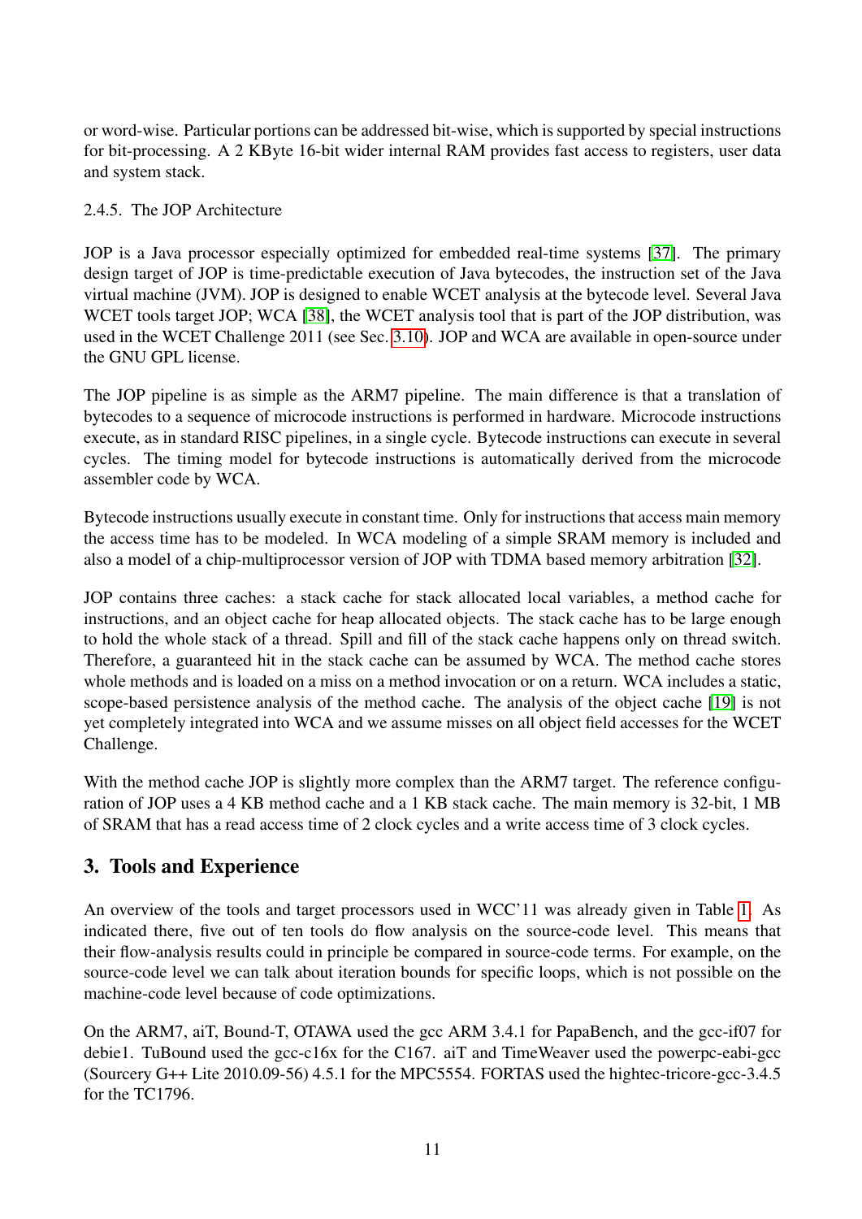or word-wise. Particular portions can be addressed bit-wise, which is supported by special instructions for bit-processing. A 2 KByte 16-bit wider internal RAM provides fast access to registers, user data and system stack.

#### 2.4.5. The JOP Architecture

JOP is a Java processor especially optimized for embedded real-time systems [37]. The primary design target of JOP is time-predictable execution of Java bytecodes, the instruction set of the Java virtual machine (JVM). JOP is designed to enable WCET analysis at the bytecode level. Several Java WCET tools target JOP; WCA [38], the WCET analysis tool that is part of the JOP distribution, was used in the WCET Challenge 2011 (see Sec. 3.10). JOP and WCA are available in open-source under the GNU GPL license.

The JOP pipeline is as simple as the ARM7 pipeline. The main difference is that a translation of bytecodes to a sequence of microcode instructions is performed in hardware. Microcode instructions execute, as in standard RISC pipelines, in a single cycle. Bytecode instructions can execute in several cycles. The timing model for bytecode instructions is automatically derived from the microcode assembler code by WCA.

Bytecode instructions usually execute in constant time. Only for instructions that access main memory the access time has to be modeled. In WCA modeling of a simple SRAM memory is included and also a model of a chip-multiprocessor version of JOP with TDMA based memory arbitration [32].

JOP contains three caches: a stack cache for stack allocated local variables, a method cache for instructions, and an object cache for heap allocated objects. The stack cache has to be large enough to hold the whole stack of a thread. Spill and fill of the stack cache happens only on thread switch. Therefore, a guaranteed hit in the stack cache can be assumed by WCA. The method cache stores whole methods and is loaded on a miss on a method invocation or on a return. WCA includes a static, scope-based persistence analysis of the method cache. The analysis of the object cache [19] is not yet completely integrated into WCA and we assume misses on all object field accesses for the WCET Challenge.

With the method cache JOP is slightly more complex than the ARM7 target. The reference configuration of JOP uses a 4 KB method cache and a 1 KB stack cache. The main memory is 32-bit, 1 MB of SRAM that has a read access time of 2 clock cycles and a write access time of 3 clock cycles.

## 3. Tools and Experience

An overview of the tools and target processors used in WCC'11 was already given in Table 1. As indicated there, five out of ten tools do flow analysis on the source-code level. This means that their flow-analysis results could in principle be compared in source-code terms. For example, on the source-code level we can talk about iteration bounds for specific loops, which is not possible on the machine-code level because of code optimizations.

On the ARM7, aiT, Bound-T, OTAWA used the gcc ARM 3.4.1 for PapaBench, and the gcc-if07 for debie1. TuBound used the gcc-c16x for the C167. aiT and TimeWeaver used the powerpc-eabi-gcc (Sourcery G++ Lite 2010.09-56) 4.5.1 for the MPC5554. FORTAS used the hightec-tricore-gcc-3.4.5 for the TC1796.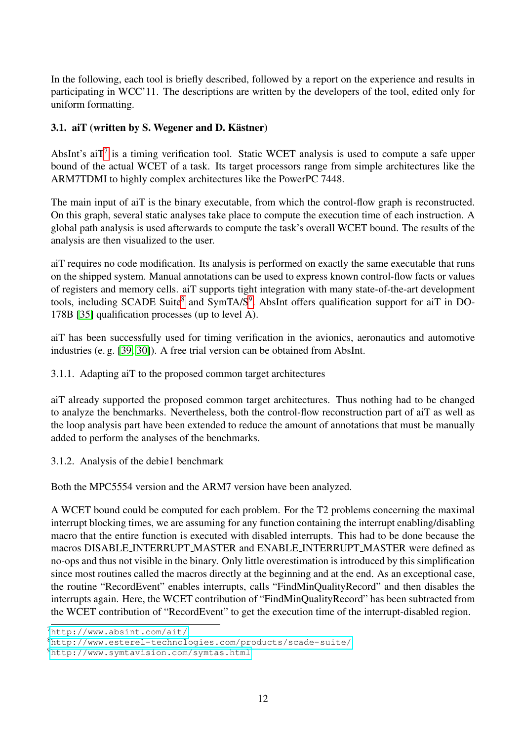In the following, each tool is briefly described, followed by a report on the experience and results in participating in WCC'11. The descriptions are written by the developers of the tool, edited only for uniform formatting.

### 3.1. aiT (written by S. Wegener and D. Kästner)

AbsInt's aiT[7] is a timing verification tool. Static WCET analysis is used to compute a safe upper bound of the actual WCET of a task. Its target processors range from simple architectures like the ARM7TDMI to highly complex architectures like the PowerPC 7448.

The main input of aiT is the binary executable, from which the control-flow graph is reconstructed. On this graph, several static analyses take place to compute the execution time of each instruction. A global path analysis is used afterwards to compute the task's overall WCET bound. The results of the analysis are then visualized to the user.

aiT requires no code modification. Its analysis is performed on exactly the same executable that runs on the shipped system. Manual annotations can be used to express known control-flow facts or values of registers and memory cells. aiT supports tight integration with many state-of-the-art development tools, including SCADE Suite[8] and SymTA/S[9]. AbsInt offers qualification support for aiT in DO-178B [35] qualification processes (up to level A).

aiT has been successfully used for timing verification in the avionics, aeronautics and automotive industries (e. g. [39, 30]). A free trial version can be obtained from AbsInt.

#### 3.1.1. Adapting aiT to the proposed common target architectures

aiT already supported the proposed common target architectures. Thus nothing had to be changed to analyze the benchmarks. Nevertheless, both the control-flow reconstruction part of aiT as well as the loop analysis part have been extended to reduce the amount of annotations that must be manually added to perform the analyses of the benchmarks.

#### 3.1.2. Analysis of the debie1 benchmark

Both the MPC5554 version and the ARM7 version have been analyzed.

A WCET bound could be computed for each problem. For the T2 problems concerning the maximal interrupt blocking times, we are assuming for any function containing the interrupt enabling/disabling macro that the entire function is executed with disabled interrupts. This had to be done because the macros DISABLE_INTERRUPT_MASTER and ENABLE_INTERRUPT_MASTER were defined as no-ops and thus not visible in the binary. Only little overestimation is introduced by this simplification since most routines called the macros directly at the beginning and at the end. As an exceptional case, the routine "RecordEvent" enables interrupts, calls "FindMinQualityRecord" and then disables the interrupts again. Here, the WCET contribution of "FindMinQualityRecord" has been subtracted from the WCET contribution of "RecordEvent" to get the execution time of the interrupt-disabled region.

[7] http://www.absint.com/ait/

[8] http://www.esterel-technologies.com/products/scade-suite/

[9] http://www.symtavision.com/symtas.html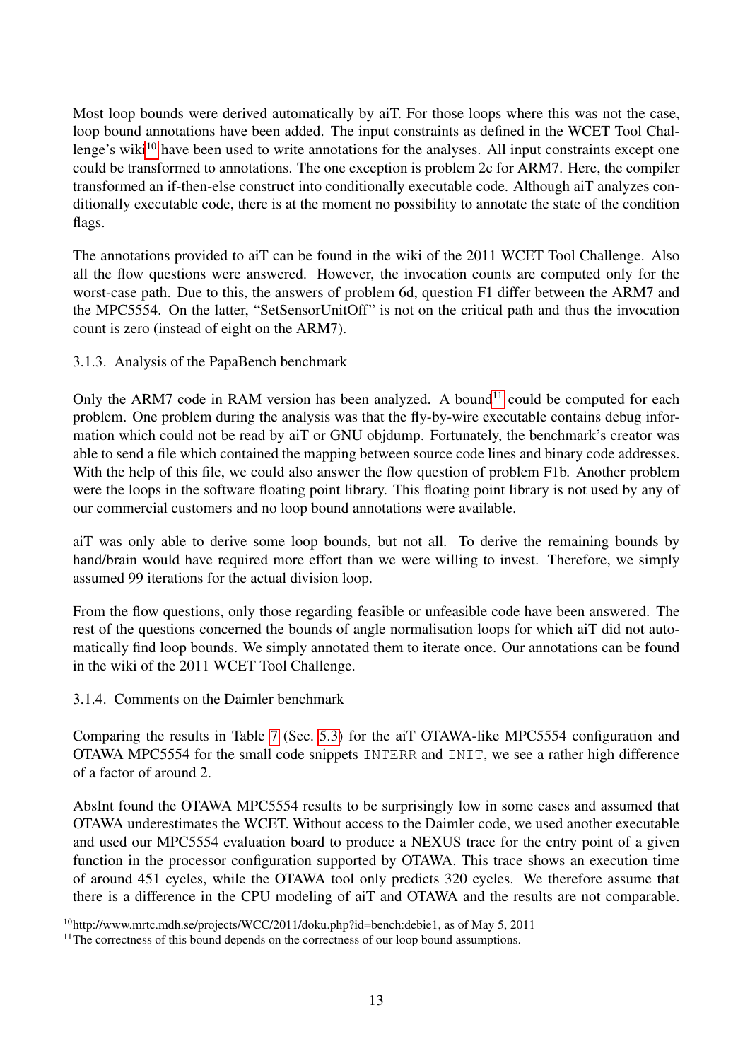Most loop bounds were derived automatically by aiT. For those loops where this was not the case, loop bound annotations have been added. The input constraints as defined in the WCET Tool Challenge's wiki[10] have been used to write annotations for the analyses. All input constraints except one could be transformed to annotations. The one exception is problem 2c for ARM7. Here, the compiler transformed an if-then-else construct into conditionally executable code. Although aiT analyzes conditionally executable code, there is at the moment no possibility to annotate the state of the condition flags.

The annotations provided to aiT can be found in the wiki of the 2011 WCET Tool Challenge. Also all the flow questions were answered. However, the invocation counts are computed only for the worst-case path. Due to this, the answers of problem 6d, question F1 differ between the ARM7 and the MPC5554. On the latter, "SetSensorUnitOff" is not on the critical path and thus the invocation count is zero (instead of eight on the ARM7).

### 3.1.3. Analysis of the PapaBench benchmark

Only the ARM7 code in RAM version has been analyzed. A bound[11] could be computed for each problem. One problem during the analysis was that the fly-by-wire executable contains debug information which could not be read by aiT or GNU objdump. Fortunately, the benchmark's creator was able to send a file which contained the mapping between source code lines and binary code addresses. With the help of this file, we could also answer the flow question of problem F1b. Another problem were the loops in the software floating point library. This floating point library is not used by any of our commercial customers and no loop bound annotations were available.

aiT was only able to derive some loop bounds, but not all. To derive the remaining bounds by hand/brain would have required more effort than we were willing to invest. Therefore, we simply assumed 99 iterations for the actual division loop.

From the flow questions, only those regarding feasible or unfeasible code have been answered. The rest of the questions concerned the bounds of angle normalisation loops for which aiT did not automatically find loop bounds. We simply annotated them to iterate once. Our annotations can be found in the wiki of the 2011 WCET Tool Challenge.

### 3.1.4. Comments on the Daimler benchmark

Comparing the results in Table 7 (Sec. 5.3) for the aiT OTAWA-like MPC5554 configuration and OTAWA MPC5554 for the small code snippets `INTERR` and `INIT`, we see a rather high difference of a factor of around 2.

AbsInt found the OTAWA MPC5554 results to be surprisingly low in some cases and assumed that OTAWA underestimates the WCET. Without access to the Daimler code, we used another executable and used our MPC5554 evaluation board to produce a NEXUS trace for the entry point of a given function in the processor configuration supported by OTAWA. This trace shows an execution time of around 451 cycles, while the OTAWA tool only predicts 320 cycles. We therefore assume that there is a difference in the CPU modeling of aiT and OTAWA and the results are not comparable.

[10] http://www.mrtc.mdh.se/projects/WCC/2011/doku.php?id=bench:debie1, as of May 5, 2011

[11] The correctness of this bound depends on the correctness of our loop bound assumptions.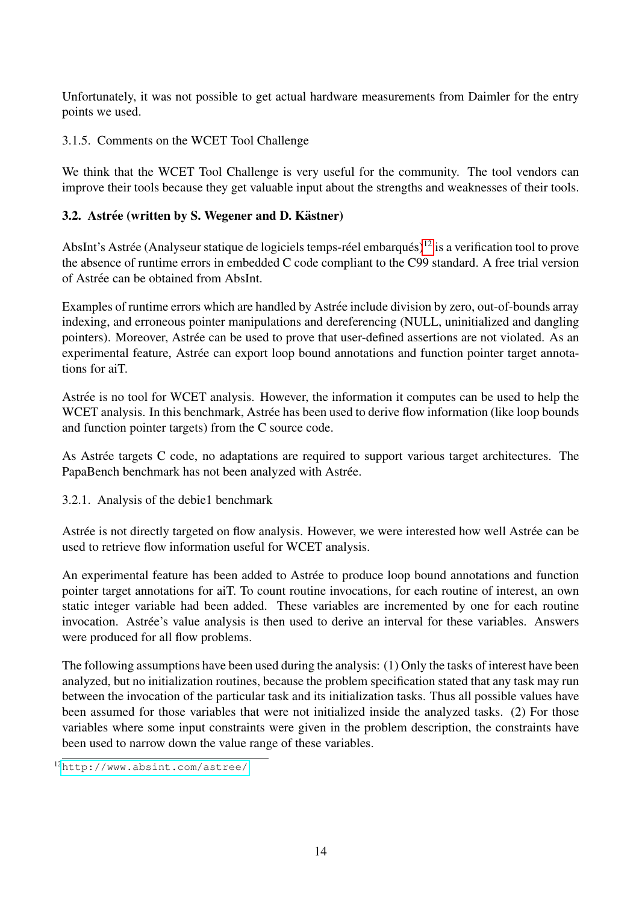Unfortunately, it was not possible to get actual hardware measurements from Daimler for the entry points we used.

#### 3.1.5. Comments on the WCET Tool Challenge

We think that the WCET Tool Challenge is very useful for the community. The tool vendors can improve their tools because they get valuable input about the strengths and weaknesses of their tools.

### 3.2. Astrée (written by S. Wegener and D. Kästner)

AbsInt's Astrée (Analyseur statique de logiciels temps-réel embarqués)[12] is a verification tool to prove the absence of runtime errors in embedded C code compliant to the C99 standard. A free trial version of Astrée can be obtained from AbsInt.

Examples of runtime errors which are handled by Astrée include division by zero, out-of-bounds array indexing, and erroneous pointer manipulations and dereferencing (NULL, uninitialized and dangling pointers). Moreover, Astrée can be used to prove that user-defined assertions are not violated. As an experimental feature, Astrée can export loop bound annotations and function pointer target annotations for aiT.

Astrée is no tool for WCET analysis. However, the information it computes can be used to help the WCET analysis. In this benchmark, Astrée has been used to derive flow information (like loop bounds and function pointer targets) from the C source code.

As Astrée targets C code, no adaptations are required to support various target architectures. The PapaBench benchmark has not been analyzed with Astrée.

#### 3.2.1. Analysis of the debie1 benchmark

Astrée is not directly targeted on flow analysis. However, we were interested how well Astrée can be used to retrieve flow information useful for WCET analysis.

An experimental feature has been added to Astrée to produce loop bound annotations and function pointer target annotations for aiT. To count routine invocations, for each routine of interest, an own static integer variable had been added. These variables are incremented by one for each routine invocation. Astrée's value analysis is then used to derive an interval for these variables. Answers were produced for all flow problems.

The following assumptions have been used during the analysis: (1) Only the tasks of interest have been analyzed, but no initialization routines, because the problem specification stated that any task may run between the invocation of the particular task and its initialization tasks. Thus all possible values have been assumed for those variables that were not initialized inside the analyzed tasks. (2) For those variables where some input constraints were given in the problem description, the constraints have been used to narrow down the value range of these variables.

[12] http://www.absint.com/astree/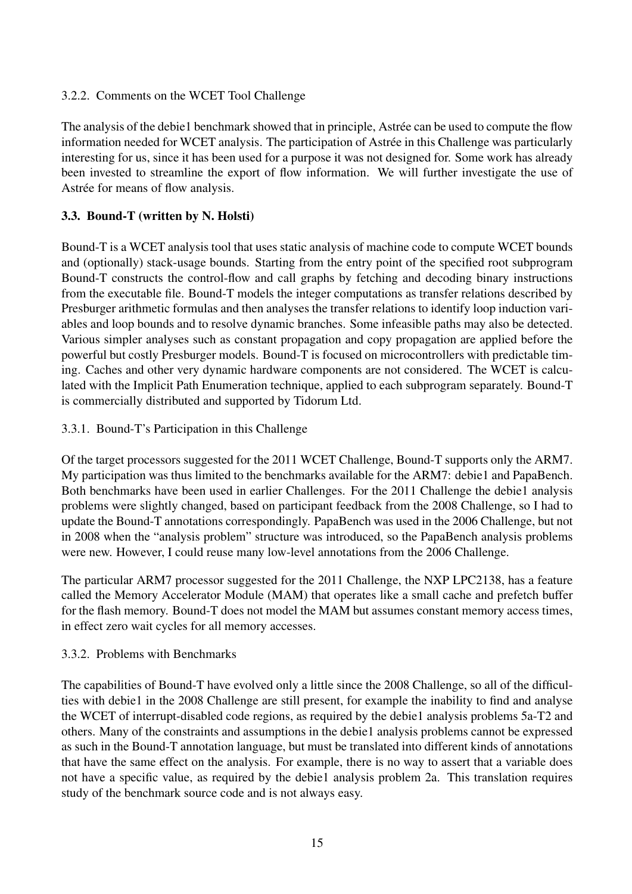#### 3.2.2. Comments on the WCET Tool Challenge

The analysis of the debie1 benchmark showed that in principle, Astrée can be used to compute the flow information needed for WCET analysis. The participation of Astrée in this Challenge was particularly interesting for us, since it has been used for a purpose it was not designed for. Some work has already been invested to streamline the export of flow information. We will further investigate the use of Astrée for means of flow analysis.

### 3.3. Bound-T (written by N. Holsti)

Bound-T is a WCET analysis tool that uses static analysis of machine code to compute WCET bounds and (optionally) stack-usage bounds. Starting from the entry point of the specified root subprogram Bound-T constructs the control-flow and call graphs by fetching and decoding binary instructions from the executable file. Bound-T models the integer computations as transfer relations described by Presburger arithmetic formulas and then analyses the transfer relations to identify loop induction variables and loop bounds and to resolve dynamic branches. Some infeasible paths may also be detected. Various simpler analyses such as constant propagation and copy propagation are applied before the powerful but costly Presburger models. Bound-T is focused on microcontrollers with predictable timing. Caches and other very dynamic hardware components are not considered. The WCET is calculated with the Implicit Path Enumeration technique, applied to each subprogram separately. Bound-T is commercially distributed and supported by Tidorum Ltd.

#### 3.3.1. Bound-T's Participation in this Challenge

Of the target processors suggested for the 2011 WCET Challenge, Bound-T supports only the ARM7. My participation was thus limited to the benchmarks available for the ARM7: debie1 and PapaBench. Both benchmarks have been used in earlier Challenges. For the 2011 Challenge the debie1 analysis problems were slightly changed, based on participant feedback from the 2008 Challenge, so I had to update the Bound-T annotations correspondingly. PapaBench was used in the 2006 Challenge, but not in 2008 when the "analysis problem" structure was introduced, so the PapaBench analysis problems were new. However, I could reuse many low-level annotations from the 2006 Challenge.

The particular ARM7 processor suggested for the 2011 Challenge, the NXP LPC2138, has a feature called the Memory Accelerator Module (MAM) that operates like a small cache and prefetch buffer for the flash memory. Bound-T does not model the MAM but assumes constant memory access times, in effect zero wait cycles for all memory accesses.

#### 3.3.2. Problems with Benchmarks

The capabilities of Bound-T have evolved only a little since the 2008 Challenge, so all of the difficulties with debie1 in the 2008 Challenge are still present, for example the inability to find and analyse the WCET of interrupt-disabled code regions, as required by the debie1 analysis problems 5a-T2 and others. Many of the constraints and assumptions in the debie1 analysis problems cannot be expressed as such in the Bound-T annotation language, but must be translated into different kinds of annotations that have the same effect on the analysis. For example, there is no way to assert that a variable does not have a specific value, as required by the debie1 analysis problem 2a. This translation requires study of the benchmark source code and is not always easy.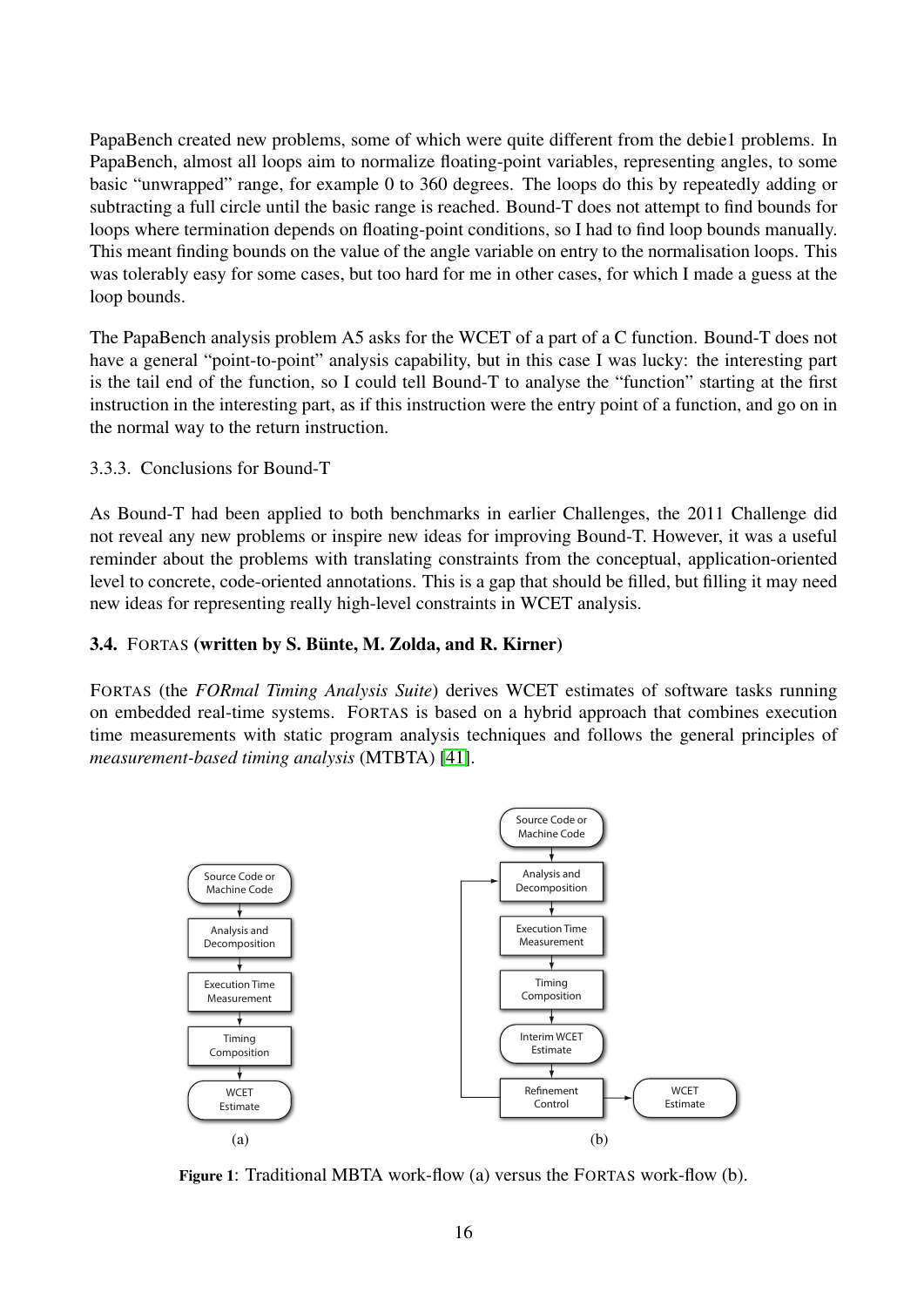PapaBench created new problems, some of which were quite different from the debie1 problems. In PapaBench, almost all loops aim to normalize floating-point variables, representing angles, to some basic "unwrapped" range, for example 0 to 360 degrees. The loops do this by repeatedly adding or subtracting a full circle until the basic range is reached. Bound-T does not attempt to find bounds for loops where termination depends on floating-point conditions, so I had to find loop bounds manually. This meant finding bounds on the value of the angle variable on entry to the normalisation loops. This was tolerably easy for some cases, but too hard for me in other cases, for which I made a guess at the loop bounds.

The PapaBench analysis problem A5 asks for the WCET of a part of a C function. Bound-T does not have a general "point-to-point" analysis capability, but in this case I was lucky: the interesting part is the tail end of the function, so I could tell Bound-T to analyse the "function" starting at the first instruction in the interesting part, as if this instruction were the entry point of a function, and go on in the normal way to the return instruction.

#### 3.3.3. Conclusions for Bound-T

As Bound-T had been applied to both benchmarks in earlier Challenges, the 2011 Challenge did not reveal any new problems or inspire new ideas for improving Bound-T. However, it was a useful reminder about the problems with translating constraints from the conceptual, application-oriented level to concrete, code-oriented annotations. This is a gap that should be filled, but filling it may need new ideas for representing really high-level constraints in WCET analysis.

### 3.4. FORTAS (written by S. Bünte, M. Zolda, and R. Kirner)

FORTAS (the *FORmal Timing Analysis Suite*) derives WCET estimates of software tasks running on embedded real-time systems. FORTAS is based on a hybrid approach that combines execution time measurements with static program analysis techniques and follows the general principles of *measurement-based timing analysis* (MTBTA) [41].

**Figure 1**: Traditional MBTA work-flow (a) versus the FORTAS work-flow (b).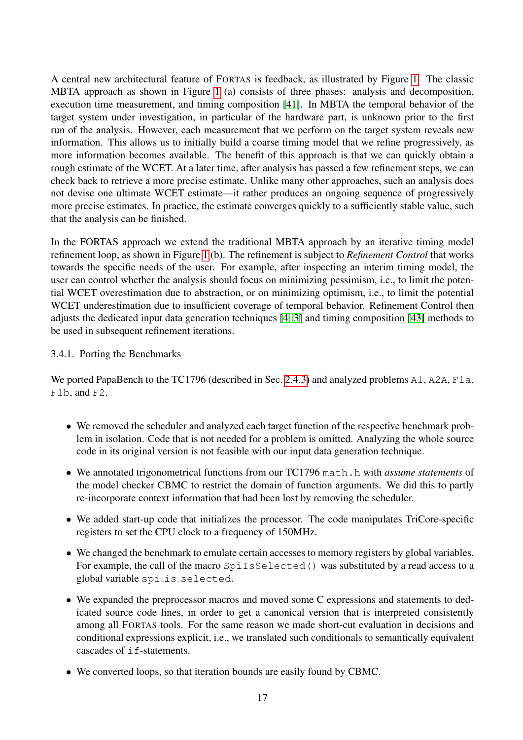A central new architectural feature of FORTAS is feedback, as illustrated by Figure 1. The classic MBTA approach as shown in Figure 1 (a) consists of three phases: analysis and decomposition, execution time measurement, and timing composition [41]. In MBTA the temporal behavior of the target system under investigation, in particular of the hardware part, is unknown prior to the first run of the analysis. However, each measurement that we perform on the target system reveals new information. This allows us to initially build a coarse timing model that we refine progressively, as more information becomes available. The benefit of this approach is that we can quickly obtain a rough estimate of the WCET. At a later time, after analysis has passed a few refinement steps, we can check back to retrieve a more precise estimate. Unlike many other approaches, such an analysis does not devise one ultimate WCET estimate—it rather produces an ongoing sequence of progressively more precise estimates. In practice, the estimate converges quickly to a sufficiently stable value, such that the analysis can be finished.

In the FORTAS approach we extend the traditional MBTA approach by an iterative timing model refinement loop, as shown in Figure 1 (b). The refinement is subject to *Refinement Control* that works towards the specific needs of the user. For example, after inspecting an interim timing model, the user can control whether the analysis should focus on minimizing pessimism, i.e., to limit the potential WCET overestimation due to abstraction, or on minimizing optimism, i.e., to limit the potential WCET underestimation due to insufficient coverage of temporal behavior. Refinement Control then adjusts the dedicated input data generation techniques [4, 3] and timing composition [43] methods to be used in subsequent refinement iterations.

#### 3.4.1. Porting the Benchmarks

We ported PapaBench to the TC1796 (described in Sec. 2.4.3) and analyzed problems `A1`, `A2A`, `F1a`, `F1b`, and `F2`.

- We removed the scheduler and analyzed each target function of the respective benchmark problem in isolation. Code that is not needed for a problem is omitted. Analyzing the whole source code in its original version is not feasible with our input data generation technique.
- We annotated trigonometrical functions from our TC1796 `math.h` with *assume statements* of the model checker CBMC to restrict the domain of function arguments. We did this to partly re-incorporate context information that had been lost by removing the scheduler.
- We added start-up code that initializes the processor. The code manipulates TriCore-specific registers to set the CPU clock to a frequency of 150MHz.
- We changed the benchmark to emulate certain accesses to memory registers by global variables. For example, the call of the macro `SpiIsSelected()` was substituted by a read access to a global variable `spi_is_selected`.
- We expanded the preprocessor macros and moved some C expressions and statements to dedicated source code lines, in order to get a canonical version that is interpreted consistently among all FORTAS tools. For the same reason we made short-cut evaluation in decisions and conditional expressions explicit, i.e., we translated such conditionals to semantically equivalent cascades of `if`-statements.
- We converted loops, so that iteration bounds are easily found by CBMC.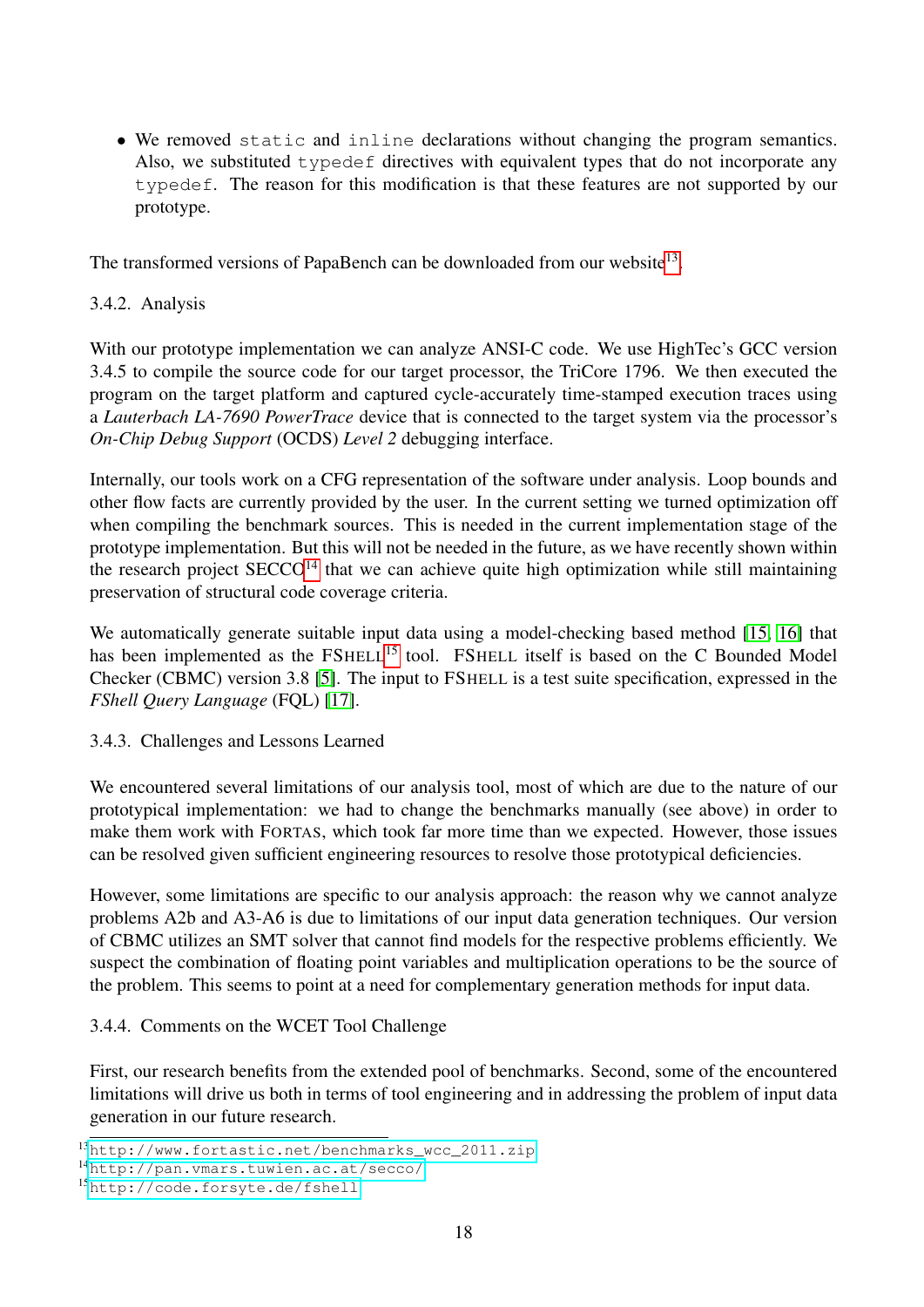- We removed `static` and `inline` declarations without changing the program semantics. Also, we substituted `typedef` directives with equivalent types that do not incorporate any `typedef`. The reason for this modification is that these features are not supported by our prototype.

The transformed versions of PapaBench can be downloaded from our website[13].

#### 3.4.2. Analysis

With our prototype implementation we can analyze ANSI-C code. We use HighTec's GCC version 3.4.5 to compile the source code for our target processor, the TriCore 1796. We then executed the program on the target platform and captured cycle-accurately time-stamped execution traces using a *Lauterbach LA-7690 PowerTrace* device that is connected to the target system via the processor's *On-Chip Debug Support* (OCDS) *Level 2* debugging interface.

Internally, our tools work on a CFG representation of the software under analysis. Loop bounds and other flow facts are currently provided by the user. In the current setting we turned optimization off when compiling the benchmark sources. This is needed in the current implementation stage of the prototype implementation. But this will not be needed in the future, as we have recently shown within the research project SECCO[14] that we can achieve quite high optimization while still maintaining preservation of structural code coverage criteria.

We automatically generate suitable input data using a model-checking based method [15, 16] that has been implemented as the FSHELL[15] tool. FSHELL itself is based on the C Bounded Model Checker (CBMC) version 3.8 [5]. The input to FSHELL is a test suite specification, expressed in the *FShell Query Language* (FQL) [17].

#### 3.4.3. Challenges and Lessons Learned

We encountered several limitations of our analysis tool, most of which are due to the nature of our prototypical implementation: we had to change the benchmarks manually (see above) in order to make them work with FORTAS, which took far more time than we expected. However, those issues can be resolved given sufficient engineering resources to resolve those prototypical deficiencies.

However, some limitations are specific to our analysis approach: the reason why we cannot analyze problems A2b and A3-A6 is due to limitations of our input data generation techniques. Our version of CBMC utilizes an SMT solver that cannot find models for the respective problems efficiently. We suspect the combination of floating point variables and multiplication operations to be the source of the problem. This seems to point at a need for complementary generation methods for input data.

#### 3.4.4. Comments on the WCET Tool Challenge

First, our research benefits from the extended pool of benchmarks. Second, some of the encountered limitations will drive us both in terms of tool engineering and in addressing the problem of input data generation in our future research.

---

[13] http://www.fortastic.net/benchmarks_wcc_2011.zip

[14] http://pan.vmars.tuwien.ac.at/secco/

[15] http://code.forsyte.de/fshell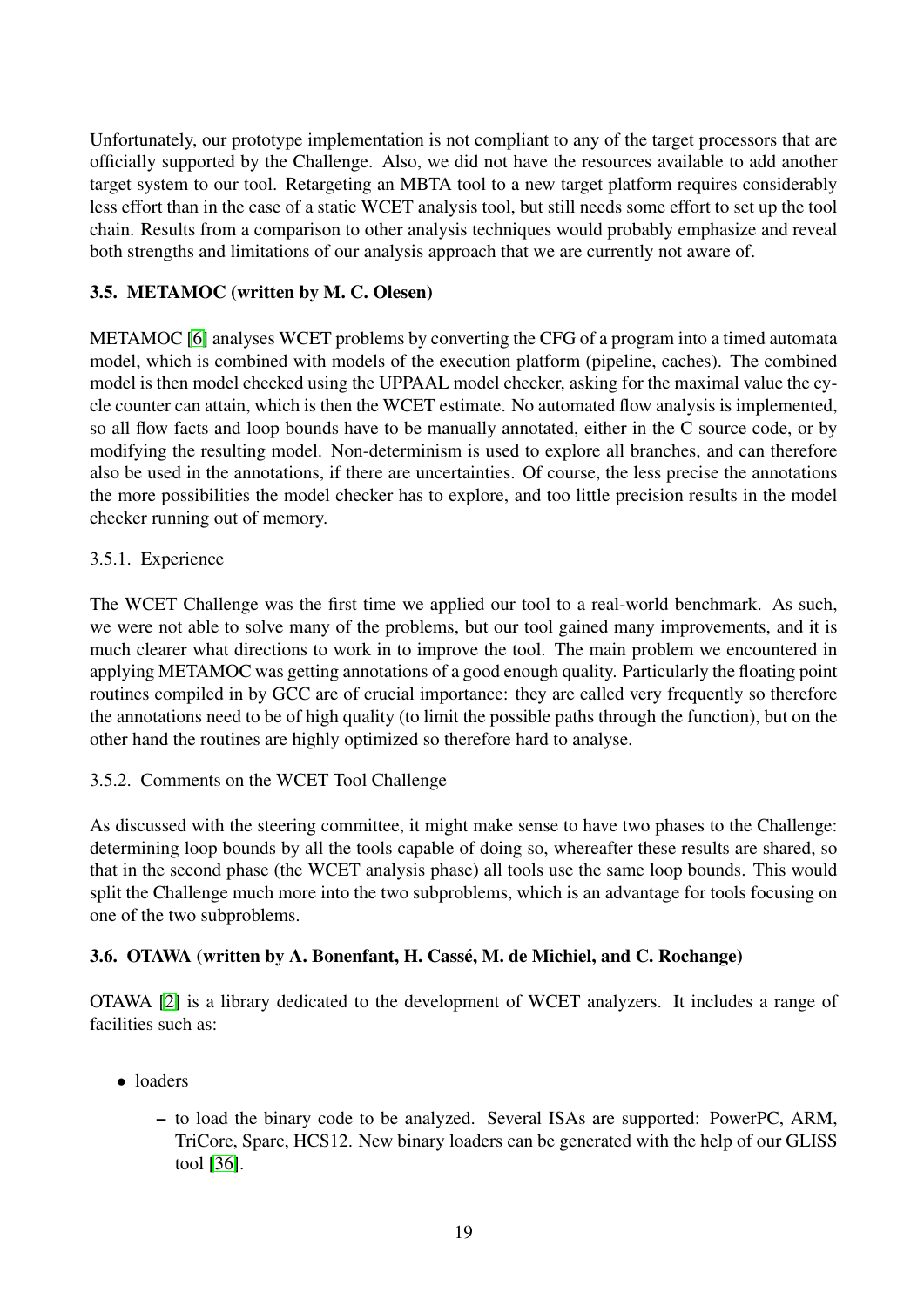Unfortunately, our prototype implementation is not compliant to any of the target processors that are officially supported by the Challenge. Also, we did not have the resources available to add another target system to our tool. Retargeting an MBTA tool to a new target platform requires considerably less effort than in the case of a static WCET analysis tool, but still needs some effort to set up the tool chain. Results from a comparison to other analysis techniques would probably emphasize and reveal both strengths and limitations of our analysis approach that we are currently not aware of.

### 3.5. METAMOC (written by M. C. Olesen)

METAMOC [6] analyses WCET problems by converting the CFG of a program into a timed automata model, which is combined with models of the execution platform (pipeline, caches). The combined model is then model checked using the UPPAAL model checker, asking for the maximal value the cycle counter can attain, which is then the WCET estimate. No automated flow analysis is implemented, so all flow facts and loop bounds have to be manually annotated, either in the C source code, or by modifying the resulting model. Non-determinism is used to explore all branches, and can therefore also be used in the annotations, if there are uncertainties. Of course, the less precise the annotations the more possibilities the model checker has to explore, and too little precision results in the model checker running out of memory.

#### 3.5.1. Experience

The WCET Challenge was the first time we applied our tool to a real-world benchmark. As such, we were not able to solve many of the problems, but our tool gained many improvements, and it is much clearer what directions to work in to improve the tool. The main problem we encountered in applying METAMOC was getting annotations of a good enough quality. Particularly the floating point routines compiled in by GCC are of crucial importance: they are called very frequently so therefore the annotations need to be of high quality (to limit the possible paths through the function), but on the other hand the routines are highly optimized so therefore hard to analyse.

#### 3.5.2. Comments on the WCET Tool Challenge

As discussed with the steering committee, it might make sense to have two phases to the Challenge: determining loop bounds by all the tools capable of doing so, whereafter these results are shared, so that in the second phase (the WCET analysis phase) all tools use the same loop bounds. This would split the Challenge much more into the two subproblems, which is an advantage for tools focusing on one of the two subproblems.

### 3.6. OTAWA (written by A. Bonenfant, H. Cassé, M. de Michiel, and C. Rochange)

OTAWA [2] is a library dedicated to the development of WCET analyzers. It includes a range of facilities such as:

- loaders
  - to load the binary code to be analyzed. Several ISAs are supported: PowerPC, ARM, TriCore, Sparc, HCS12. New binary loaders can be generated with the help of our GLISS tool [36].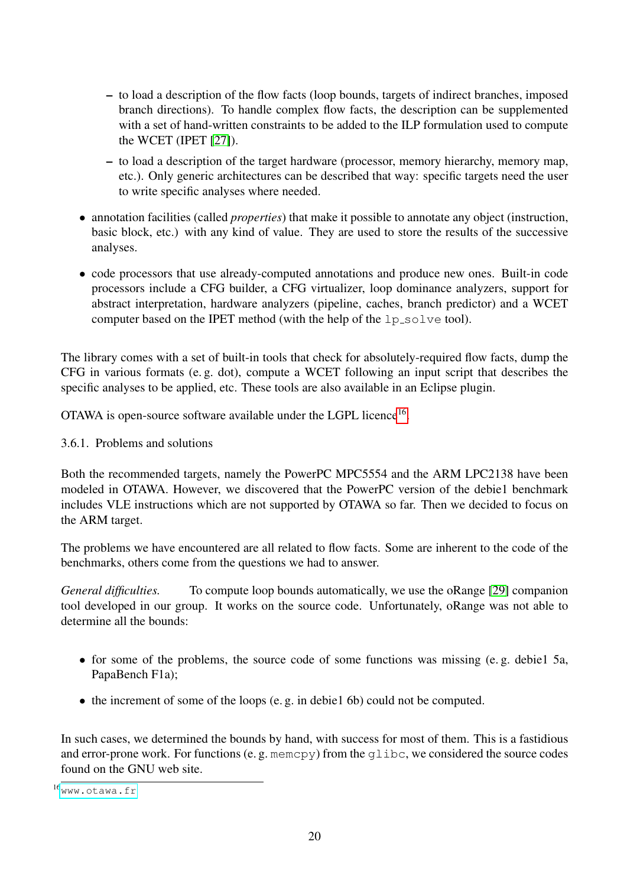- to load a description of the flow facts (loop bounds, targets of indirect branches, imposed branch directions). To handle complex flow facts, the description can be supplemented with a set of hand-written constraints to be added to the ILP formulation used to compute the WCET (IPET [27]).
  - to load a description of the target hardware (processor, memory hierarchy, memory map, etc.). Only generic architectures can be described that way: specific targets need the user to write specific analyses where needed.

- annotation facilities (called *properties*) that make it possible to annotate any object (instruction, basic block, etc.) with any kind of value. They are used to store the results of the successive analyses.

- code processors that use already-computed annotations and produce new ones. Built-in code processors include a CFG builder, a CFG virtualizer, loop dominance analyzers, support for abstract interpretation, hardware analyzers (pipeline, caches, branch predictor) and a WCET computer based on the IPET method (with the help of the `lp_solve` tool).

The library comes with a set of built-in tools that check for absolutely-required flow facts, dump the CFG in various formats (e. g. dot), compute a WCET following an input script that describes the specific analyses to be applied, etc. These tools are also available in an Eclipse plugin.

OTAWA is open-source software available under the LGPL licence[16].

3.6.1. Problems and solutions

Both the recommended targets, namely the PowerPC MPC5554 and the ARM LPC2138 have been modeled in OTAWA. However, we discovered that the PowerPC version of the debie1 benchmark includes VLE instructions which are not supported by OTAWA so far. Then we decided to focus on the ARM target.

The problems we have encountered are all related to flow facts. Some are inherent to the code of the benchmarks, others come from the questions we had to answer.

*General difficulties.* To compute loop bounds automatically, we use the oRange [29] companion tool developed in our group. It works on the source code. Unfortunately, oRange was not able to determine all the bounds:

- for some of the problems, the source code of some functions was missing (e. g. debie1 5a, PapaBench F1a);

- the increment of some of the loops (e. g. in debie1 6b) could not be computed.

In such cases, we determined the bounds by hand, with success for most of them. This is a fastidious and error-prone work. For functions (e. g. `memcpy`) from the `glibc`, we considered the source codes found on the GNU web site.

[16] `www.otawa.fr`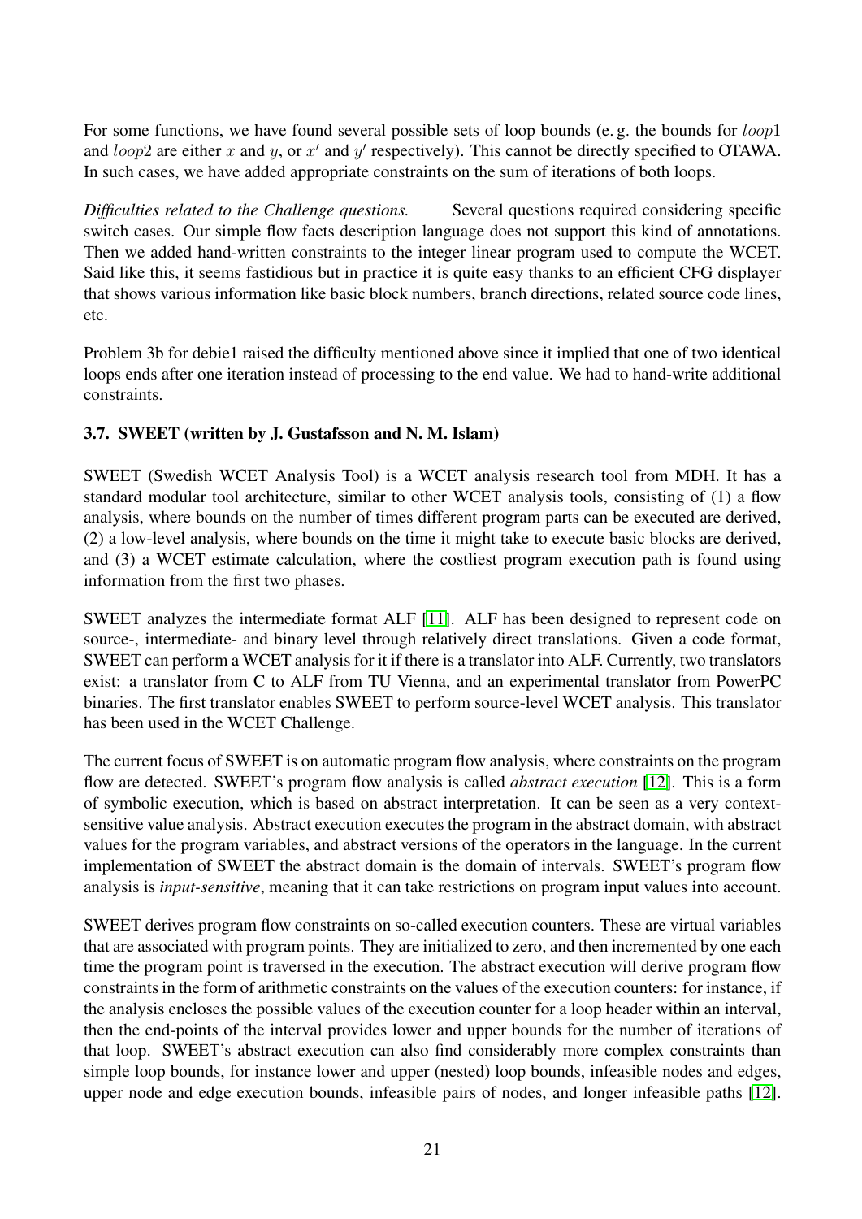For some functions, we have found several possible sets of loop bounds (e. g. the bounds for $loop1$ and $loop2$ are either $x$ and $y$, or $x'$ and $y'$ respectively). This cannot be directly specified to OTAWA. In such cases, we have added appropriate constraints on the sum of iterations of both loops.

*Difficulties related to the Challenge questions.* Several questions required considering specific switch cases. Our simple flow facts description language does not support this kind of annotations. Then we added hand-written constraints to the integer linear program used to compute the WCET. Said like this, it seems fastidious but in practice it is quite easy thanks to an efficient CFG displayer that shows various information like basic block numbers, branch directions, related source code lines, etc.

Problem 3b for debie1 raised the difficulty mentioned above since it implied that one of two identical loops ends after one iteration instead of processing to the end value. We had to hand-write additional constraints.

### 3.7. SWEET (written by J. Gustafsson and N. M. Islam)

SWEET (Swedish WCET Analysis Tool) is a WCET analysis research tool from MDH. It has a standard modular tool architecture, similar to other WCET analysis tools, consisting of (1) a flow analysis, where bounds on the number of times different program parts can be executed are derived, (2) a low-level analysis, where bounds on the time it might take to execute basic blocks are derived, and (3) a WCET estimate calculation, where the costliest program execution path is found using information from the first two phases.

SWEET analyzes the intermediate format ALF [11]. ALF has been designed to represent code on source-, intermediate- and binary level through relatively direct translations. Given a code format, SWEET can perform a WCET analysis for it if there is a translator into ALF. Currently, two translators exist: a translator from C to ALF from TU Vienna, and an experimental translator from PowerPC binaries. The first translator enables SWEET to perform source-level WCET analysis. This translator has been used in the WCET Challenge.

The current focus of SWEET is on automatic program flow analysis, where constraints on the program flow are detected. SWEET's program flow analysis is called *abstract execution* [12]. This is a form of symbolic execution, which is based on abstract interpretation. It can be seen as a very context-sensitive value analysis. Abstract execution executes the program in the abstract domain, with abstract values for the program variables, and abstract versions of the operators in the language. In the current implementation of SWEET the abstract domain is the domain of intervals. SWEET's program flow analysis is *input-sensitive*, meaning that it can take restrictions on program input values into account.

SWEET derives program flow constraints on so-called execution counters. These are virtual variables that are associated with program points. They are initialized to zero, and then incremented by one each time the program point is traversed in the execution. The abstract execution will derive program flow constraints in the form of arithmetic constraints on the values of the execution counters: for instance, if the analysis encloses the possible values of the execution counter for a loop header within an interval, then the end-points of the interval provides lower and upper bounds for the number of iterations of that loop. SWEET's abstract execution can also find considerably more complex constraints than simple loop bounds, for instance lower and upper (nested) loop bounds, infeasible nodes and edges, upper node and edge execution bounds, infeasible pairs of nodes, and longer infeasible paths [12].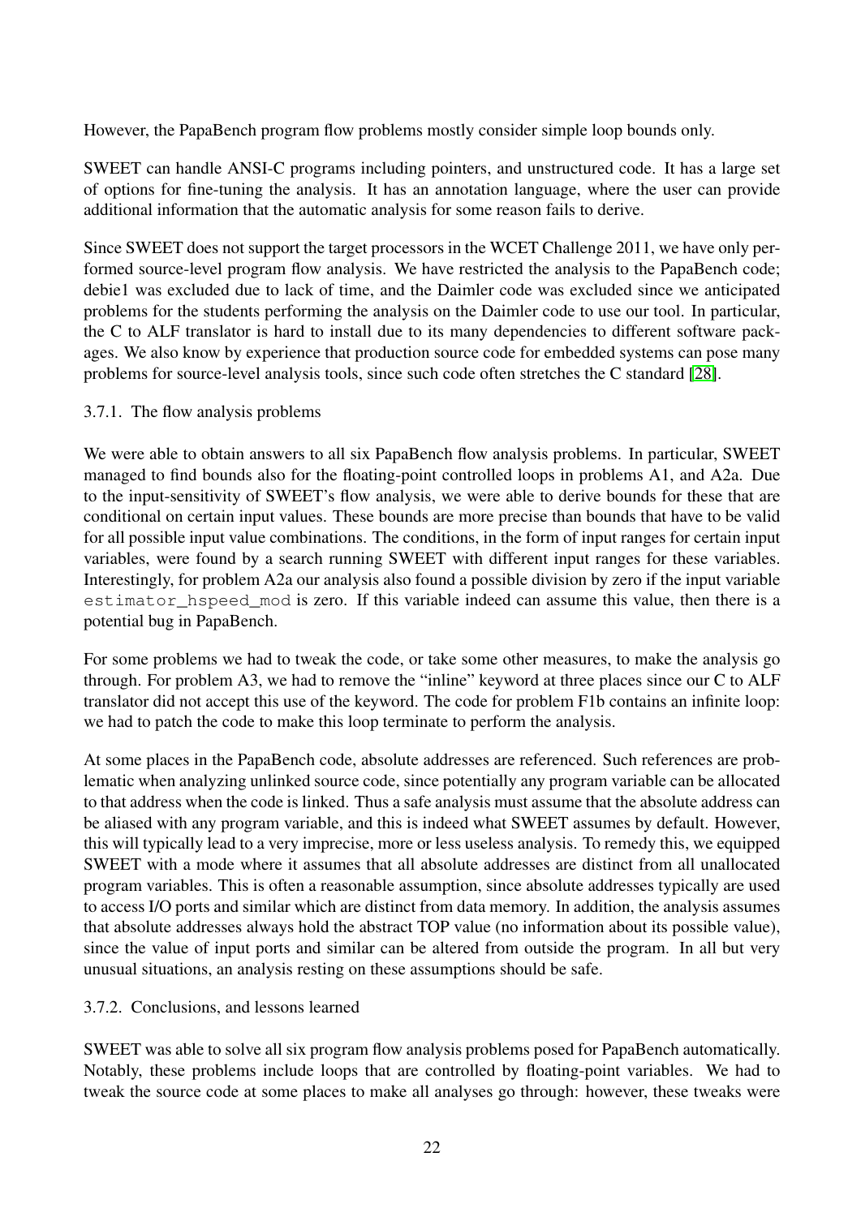However, the PapaBench program flow problems mostly consider simple loop bounds only.

SWEET can handle ANSI-C programs including pointers, and unstructured code. It has a large set of options for fine-tuning the analysis. It has an annotation language, where the user can provide additional information that the automatic analysis for some reason fails to derive.

Since SWEET does not support the target processors in the WCET Challenge 2011, we have only performed source-level program flow analysis. We have restricted the analysis to the PapaBench code; debie1 was excluded due to lack of time, and the Daimler code was excluded since we anticipated problems for the students performing the analysis on the Daimler code to use our tool. In particular, the C to ALF translator is hard to install due to its many dependencies to different software packages. We also know by experience that production source code for embedded systems can pose many problems for source-level analysis tools, since such code often stretches the C standard [28].

### 3.7.1. The flow analysis problems

We were able to obtain answers to all six PapaBench flow analysis problems. In particular, SWEET managed to find bounds also for the floating-point controlled loops in problems A1, and A2a. Due to the input-sensitivity of SWEET's flow analysis, we were able to derive bounds for these that are conditional on certain input values. These bounds are more precise than bounds that have to be valid for all possible input value combinations. The conditions, in the form of input ranges for certain input variables, were found by a search running SWEET with different input ranges for these variables. Interestingly, for problem A2a our analysis also found a possible division by zero if the input variable `estimator_hspeed_mod` is zero. If this variable indeed can assume this value, then there is a potential bug in PapaBench.

For some problems we had to tweak the code, or take some other measures, to make the analysis go through. For problem A3, we had to remove the "inline" keyword at three places since our C to ALF translator did not accept this use of the keyword. The code for problem F1b contains an infinite loop: we had to patch the code to make this loop terminate to perform the analysis.

At some places in the PapaBench code, absolute addresses are referenced. Such references are problematic when analyzing unlinked source code, since potentially any program variable can be allocated to that address when the code is linked. Thus a safe analysis must assume that the absolute address can be aliased with any program variable, and this is indeed what SWEET assumes by default. However, this will typically lead to a very imprecise, more or less useless analysis. To remedy this, we equipped SWEET with a mode where it assumes that all absolute addresses are distinct from all unallocated program variables. This is often a reasonable assumption, since absolute addresses typically are used to access I/O ports and similar which are distinct from data memory. In addition, the analysis assumes that absolute addresses always hold the abstract TOP value (no information about its possible value), since the value of input ports and similar can be altered from outside the program. In all but very unusual situations, an analysis resting on these assumptions should be safe.

### 3.7.2. Conclusions, and lessons learned

SWEET was able to solve all six program flow analysis problems posed for PapaBench automatically. Notably, these problems include loops that are controlled by floating-point variables. We had to tweak the source code at some places to make all analyses go through: however, these tweaks were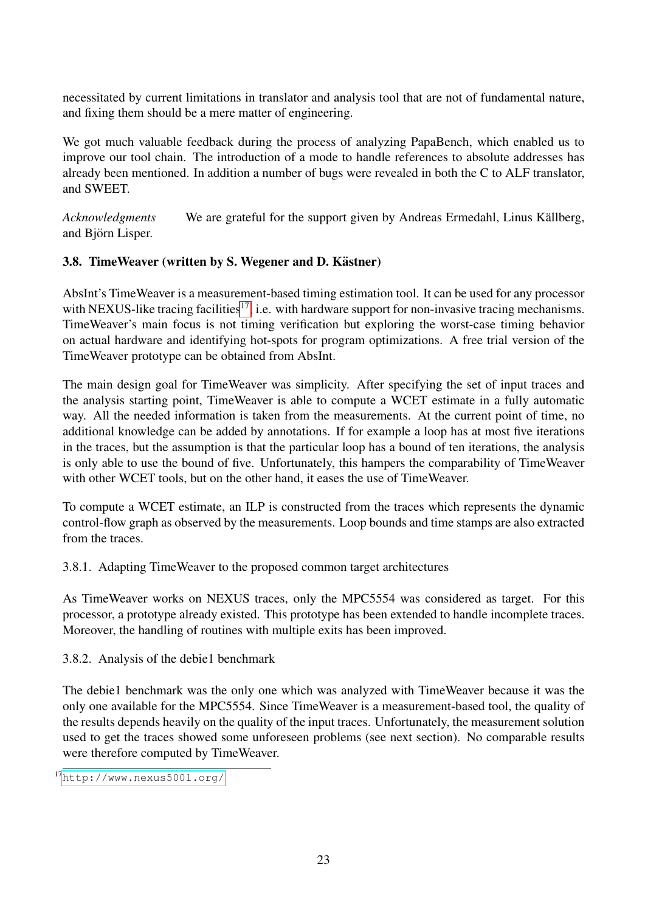necessitated by current limitations in translator and analysis tool that are not of fundamental nature, and fixing them should be a mere matter of engineering.

We got much valuable feedback during the process of analyzing PapaBench, which enabled us to improve our tool chain. The introduction of a mode to handle references to absolute addresses has already been mentioned. In addition a number of bugs were revealed in both the C to ALF translator, and SWEET.

*Acknowledgments* We are grateful for the support given by Andreas Ermedahl, Linus Källberg, and Björn Lisper.

### 3.8. TimeWeaver (written by S. Wegener and D. Kästner)

AbsInt's TimeWeaver is a measurement-based timing estimation tool. It can be used for any processor with NEXUS-like tracing facilities[17], i.e. with hardware support for non-invasive tracing mechanisms. TimeWeaver's main focus is not timing verification but exploring the worst-case timing behavior on actual hardware and identifying hot-spots for program optimizations. A free trial version of the TimeWeaver prototype can be obtained from AbsInt.

The main design goal for TimeWeaver was simplicity. After specifying the set of input traces and the analysis starting point, TimeWeaver is able to compute a WCET estimate in a fully automatic way. All the needed information is taken from the measurements. At the current point of time, no additional knowledge can be added by annotations. If for example a loop has at most five iterations in the traces, but the assumption is that the particular loop has a bound of ten iterations, the analysis is only able to use the bound of five. Unfortunately, this hampers the comparability of TimeWeaver with other WCET tools, but on the other hand, it eases the use of TimeWeaver.

To compute a WCET estimate, an ILP is constructed from the traces which represents the dynamic control-flow graph as observed by the measurements. Loop bounds and time stamps are also extracted from the traces.

#### 3.8.1. Adapting TimeWeaver to the proposed common target architectures

As TimeWeaver works on NEXUS traces, only the MPC5554 was considered as target. For this processor, a prototype already existed. This prototype has been extended to handle incomplete traces. Moreover, the handling of routines with multiple exits has been improved.

#### 3.8.2. Analysis of the debie1 benchmark

The debie1 benchmark was the only one which was analyzed with TimeWeaver because it was the only one available for the MPC5554. Since TimeWeaver is a measurement-based tool, the quality of the results depends heavily on the quality of the input traces. Unfortunately, the measurement solution used to get the traces showed some unforeseen problems (see next section). No comparable results were therefore computed by TimeWeaver.

[17] http://www.nexus5001.org/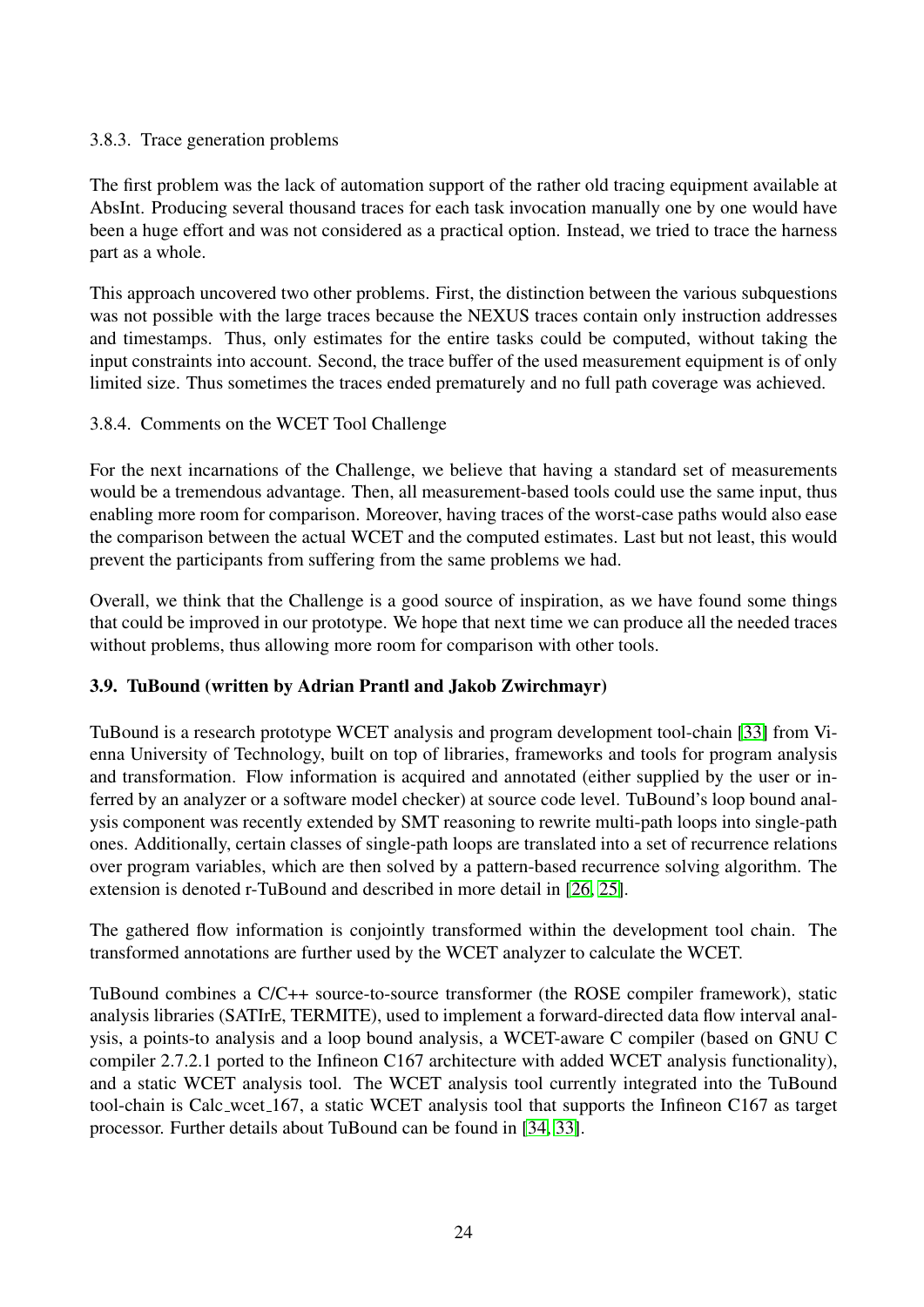#### 3.8.3. Trace generation problems

The first problem was the lack of automation support of the rather old tracing equipment available at AbsInt. Producing several thousand traces for each task invocation manually one by one would have been a huge effort and was not considered as a practical option. Instead, we tried to trace the harness part as a whole.

This approach uncovered two other problems. First, the distinction between the various subquestions was not possible with the large traces because the NEXUS traces contain only instruction addresses and timestamps. Thus, only estimates for the entire tasks could be computed, without taking the input constraints into account. Second, the trace buffer of the used measurement equipment is of only limited size. Thus sometimes the traces ended prematurely and no full path coverage was achieved.

#### 3.8.4. Comments on the WCET Tool Challenge

For the next incarnations of the Challenge, we believe that having a standard set of measurements would be a tremendous advantage. Then, all measurement-based tools could use the same input, thus enabling more room for comparison. Moreover, having traces of the worst-case paths would also ease the comparison between the actual WCET and the computed estimates. Last but not least, this would prevent the participants from suffering from the same problems we had.

Overall, we think that the Challenge is a good source of inspiration, as we have found some things that could be improved in our prototype. We hope that next time we can produce all the needed traces without problems, thus allowing more room for comparison with other tools.

### 3.9. TuBound (written by Adrian Prantl and Jakob Zwirchmayr)

TuBound is a research prototype WCET analysis and program development tool-chain [33] from Vienna University of Technology, built on top of libraries, frameworks and tools for program analysis and transformation. Flow information is acquired and annotated (either supplied by the user or inferred by an analyzer or a software model checker) at source code level. TuBound's loop bound analysis component was recently extended by SMT reasoning to rewrite multi-path loops into single-path ones. Additionally, certain classes of single-path loops are translated into a set of recurrence relations over program variables, which are then solved by a pattern-based recurrence solving algorithm. The extension is denoted r-TuBound and described in more detail in [26, 25].

The gathered flow information is conjointly transformed within the development tool chain. The transformed annotations are further used by the WCET analyzer to calculate the WCET.

TuBound combines a C/C++ source-to-source transformer (the ROSE compiler framework), static analysis libraries (SATIrE, TERMITE), used to implement a forward-directed data flow interval analysis, a points-to analysis and a loop bound analysis, a WCET-aware C compiler (based on GNU C compiler 2.7.2.1 ported to the Infineon C167 architecture with added WCET analysis functionality), and a static WCET analysis tool. The WCET analysis tool currently integrated into the TuBound tool-chain is Calc_wcet_167, a static WCET analysis tool that supports the Infineon C167 as target processor. Further details about TuBound can be found in [34, 33].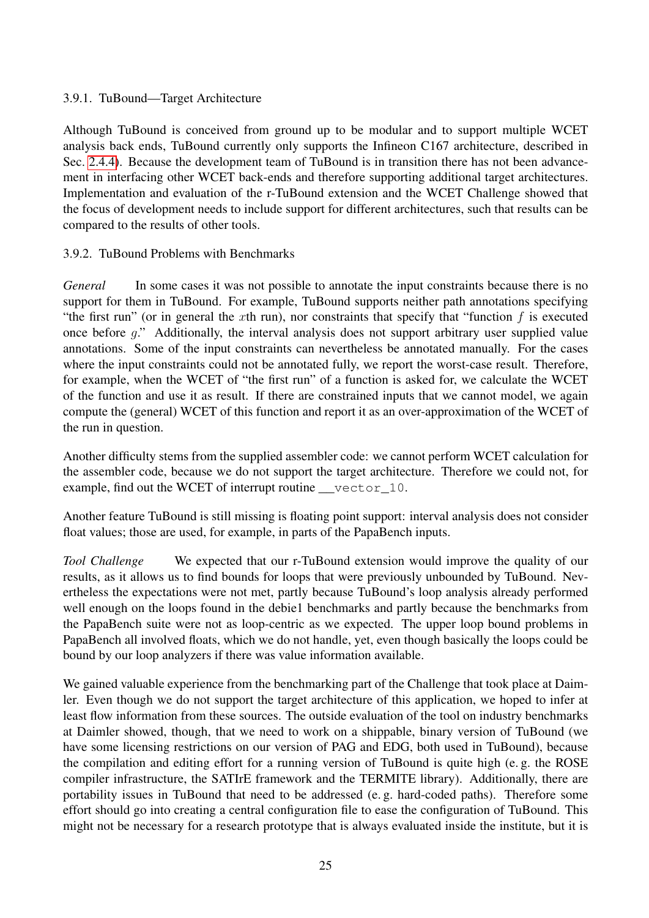### 3.9.1. TuBound—Target Architecture

Although TuBound is conceived from ground up to be modular and to support multiple WCET analysis back ends, TuBound currently only supports the Infineon C167 architecture, described in Sec. 2.4.4). Because the development team of TuBound is in transition there has not been advancement in interfacing other WCET back-ends and therefore supporting additional target architectures. Implementation and evaluation of the r-TuBound extension and the WCET Challenge showed that the focus of development needs to include support for different architectures, such that results can be compared to the results of other tools.

### 3.9.2. TuBound Problems with Benchmarks

*General* In some cases it was not possible to annotate the input constraints because there is no support for them in TuBound. For example, TuBound supports neither path annotations specifying "the first run" (or in general the $x$th run), nor constraints that specify that "function $f$ is executed once before $g$." Additionally, the interval analysis does not support arbitrary user supplied value annotations. Some of the input constraints can nevertheless be annotated manually. For the cases where the input constraints could not be annotated fully, we report the worst-case result. Therefore, for example, when the WCET of "the first run" of a function is asked for, we calculate the WCET of the function and use it as result. If there are constrained inputs that we cannot model, we again compute the (general) WCET of this function and report it as an over-approximation of the WCET of the run in question.

Another difficulty stems from the supplied assembler code: we cannot perform WCET calculation for the assembler code, because we do not support the target architecture. Therefore we could not, for example, find out the WCET of interrupt routine `__vector_10`.

Another feature TuBound is still missing is floating point support: interval analysis does not consider float values; those are used, for example, in parts of the PapaBench inputs.

*Tool Challenge* We expected that our r-TuBound extension would improve the quality of our results, as it allows us to find bounds for loops that were previously unbounded by TuBound. Nevertheless the expectations were not met, partly because TuBound's loop analysis already performed well enough on the loops found in the debie1 benchmarks and partly because the benchmarks from the PapaBench suite were not as loop-centric as we expected. The upper loop bound problems in PapaBench all involved floats, which we do not handle, yet, even though basically the loops could be bound by our loop analyzers if there was value information available.

We gained valuable experience from the benchmarking part of the Challenge that took place at Daimler. Even though we do not support the target architecture of this application, we hoped to infer at least flow information from these sources. The outside evaluation of the tool on industry benchmarks at Daimler showed, though, that we need to work on a shippable, binary version of TuBound (we have some licensing restrictions on our version of PAG and EDG, both used in TuBound), because the compilation and editing effort for a running version of TuBound is quite high (e. g. the ROSE compiler infrastructure, the SATIrE framework and the TERMITE library). Additionally, there are portability issues in TuBound that need to be addressed (e. g. hard-coded paths). Therefore some effort should go into creating a central configuration file to ease the configuration of TuBound. This might not be necessary for a research prototype that is always evaluated inside the institute, but it is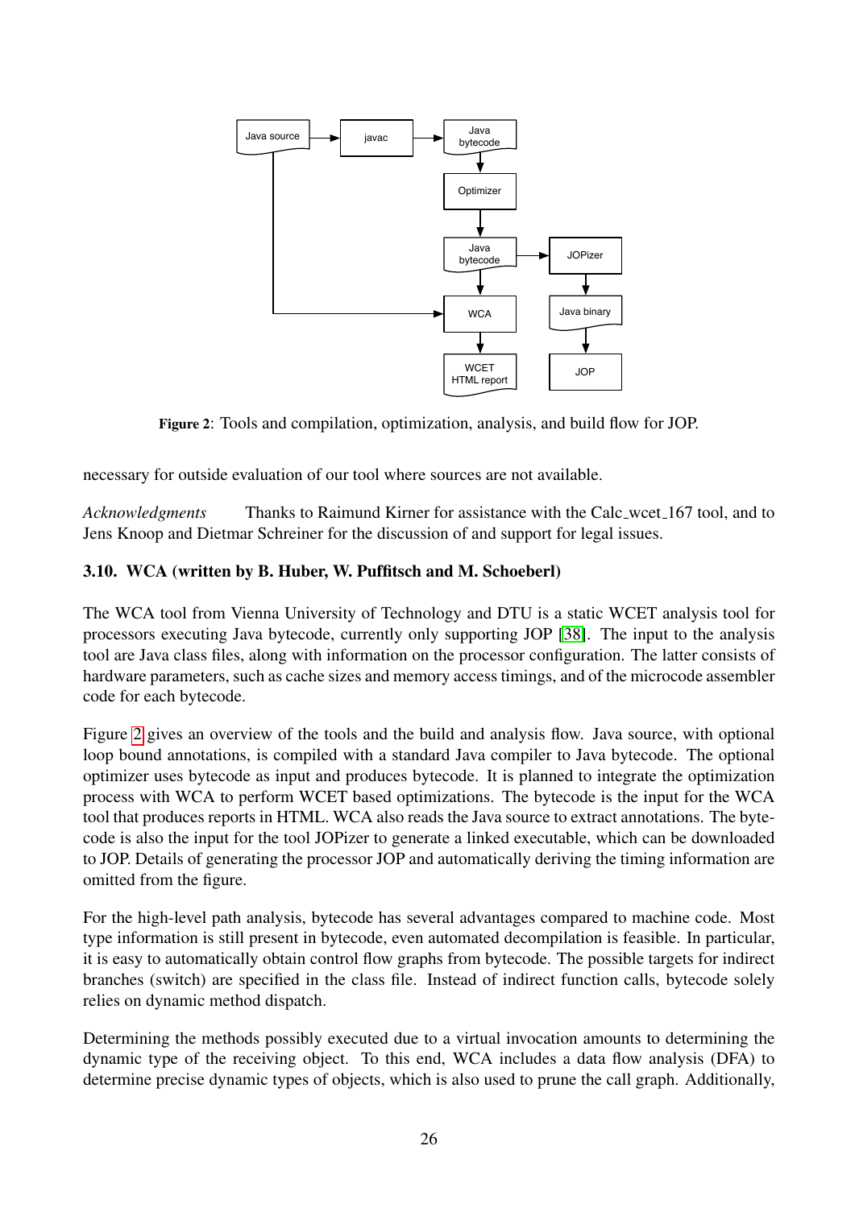Figure 2: Tools and compilation, optimization, analysis, and build flow for JOP.

necessary for outside evaluation of our tool where sources are not available.

*Acknowledgments* Thanks to Raimund Kirner for assistance with the Calc_wcet_167 tool, and to Jens Knoop and Dietmar Schreiner for the discussion of and support for legal issues.

### 3.10. WCA (written by B. Huber, W. Puffitsch and M. Schoeberl)

The WCA tool from Vienna University of Technology and DTU is a static WCET analysis tool for processors executing Java bytecode, currently only supporting JOP [38]. The input to the analysis tool are Java class files, along with information on the processor configuration. The latter consists of hardware parameters, such as cache sizes and memory access timings, and of the microcode assembler code for each bytecode.

Figure 2 gives an overview of the tools and the build and analysis flow. Java source, with optional loop bound annotations, is compiled with a standard Java compiler to Java bytecode. The optional optimizer uses bytecode as input and produces bytecode. It is planned to integrate the optimization process with WCA to perform WCET based optimizations. The bytecode is the input for the WCA tool that produces reports in HTML. WCA also reads the Java source to extract annotations. The bytecode is also the input for the tool JOPizer to generate a linked executable, which can be downloaded to JOP. Details of generating the processor JOP and automatically deriving the timing information are omitted from the figure.

For the high-level path analysis, bytecode has several advantages compared to machine code. Most type information is still present in bytecode, even automated decompilation is feasible. In particular, it is easy to automatically obtain control flow graphs from bytecode. The possible targets for indirect branches (switch) are specified in the class file. Instead of indirect function calls, bytecode solely relies on dynamic method dispatch.

Determining the methods possibly executed due to a virtual invocation amounts to determining the dynamic type of the receiving object. To this end, WCA includes a data flow analysis (DFA) to determine precise dynamic types of objects, which is also used to prune the call graph. Additionally,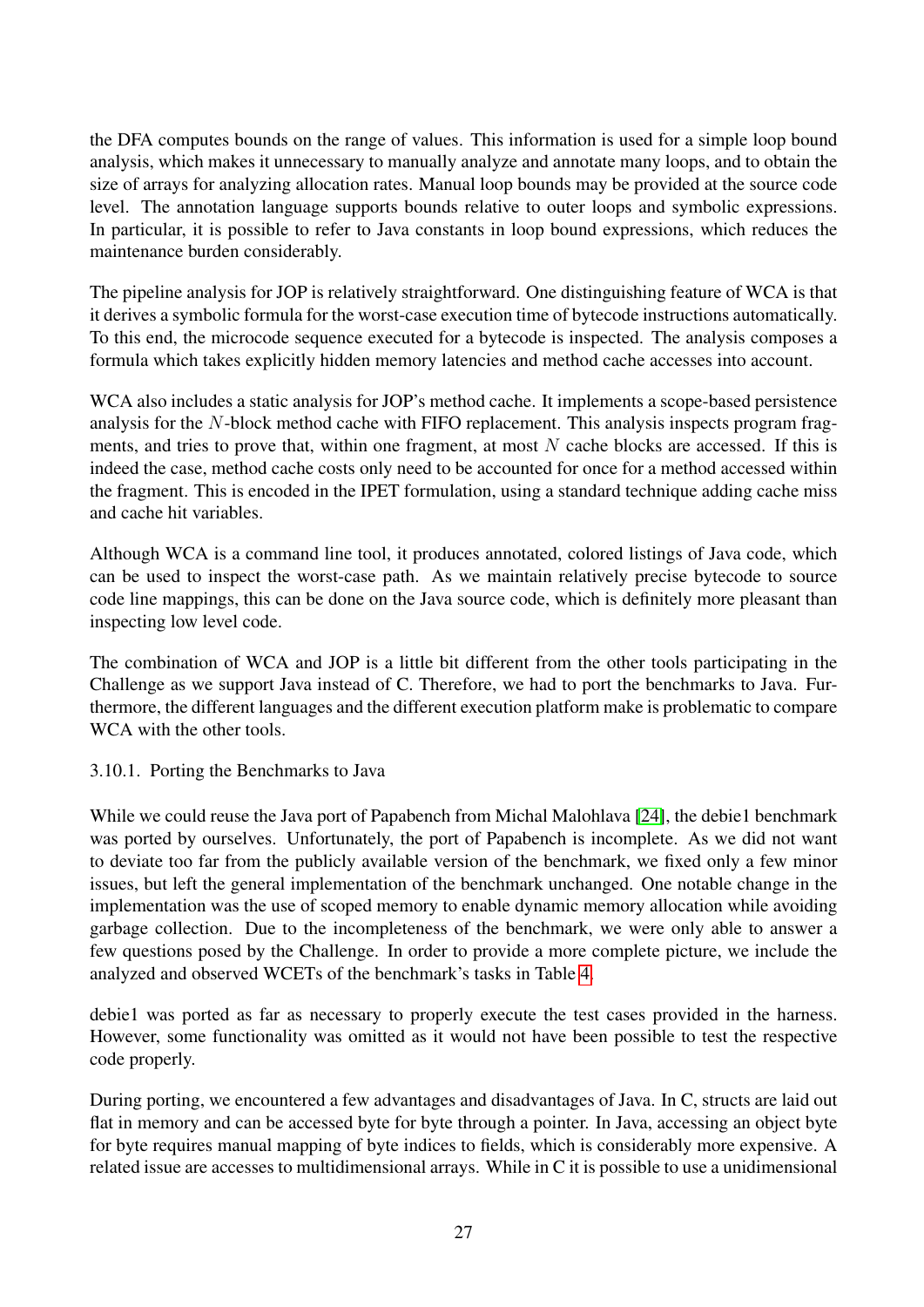the DFA computes bounds on the range of values. This information is used for a simple loop bound analysis, which makes it unnecessary to manually analyze and annotate many loops, and to obtain the size of arrays for analyzing allocation rates. Manual loop bounds may be provided at the source code level. The annotation language supports bounds relative to outer loops and symbolic expressions. In particular, it is possible to refer to Java constants in loop bound expressions, which reduces the maintenance burden considerably.

The pipeline analysis for JOP is relatively straightforward. One distinguishing feature of WCA is that it derives a symbolic formula for the worst-case execution time of bytecode instructions automatically. To this end, the microcode sequence executed for a bytecode is inspected. The analysis composes a formula which takes explicitly hidden memory latencies and method cache accesses into account.

WCA also includes a static analysis for JOP's method cache. It implements a scope-based persistence analysis for the $N$-block method cache with FIFO replacement. This analysis inspects program fragments, and tries to prove that, within one fragment, at most $N$ cache blocks are accessed. If this is indeed the case, method cache costs only need to be accounted for once for a method accessed within the fragment. This is encoded in the IPET formulation, using a standard technique adding cache miss and cache hit variables.

Although WCA is a command line tool, it produces annotated, colored listings of Java code, which can be used to inspect the worst-case path. As we maintain relatively precise bytecode to source code line mappings, this can be done on the Java source code, which is definitely more pleasant than inspecting low level code.

The combination of WCA and JOP is a little bit different from the other tools participating in the Challenge as we support Java instead of C. Therefore, we had to port the benchmarks to Java. Furthermore, the different languages and the different execution platform make is problematic to compare WCA with the other tools.

### 3.10.1. Porting the Benchmarks to Java

While we could reuse the Java port of Papabench from Michal Malohlava [24], the debie1 benchmark was ported by ourselves. Unfortunately, the port of Papabench is incomplete. As we did not want to deviate too far from the publicly available version of the benchmark, we fixed only a few minor issues, but left the general implementation of the benchmark unchanged. One notable change in the implementation was the use of scoped memory to enable dynamic memory allocation while avoiding garbage collection. Due to the incompleteness of the benchmark, we were only able to answer a few questions posed by the Challenge. In order to provide a more complete picture, we include the analyzed and observed WCETs of the benchmark's tasks in Table 4.

debie1 was ported as far as necessary to properly execute the test cases provided in the harness. However, some functionality was omitted as it would not have been possible to test the respective code properly.

During porting, we encountered a few advantages and disadvantages of Java. In C, structs are laid out flat in memory and can be accessed byte for byte through a pointer. In Java, accessing an object byte for byte requires manual mapping of byte indices to fields, which is considerably more expensive. A related issue are accesses to multidimensional arrays. While in C it is possible to use a unidimensional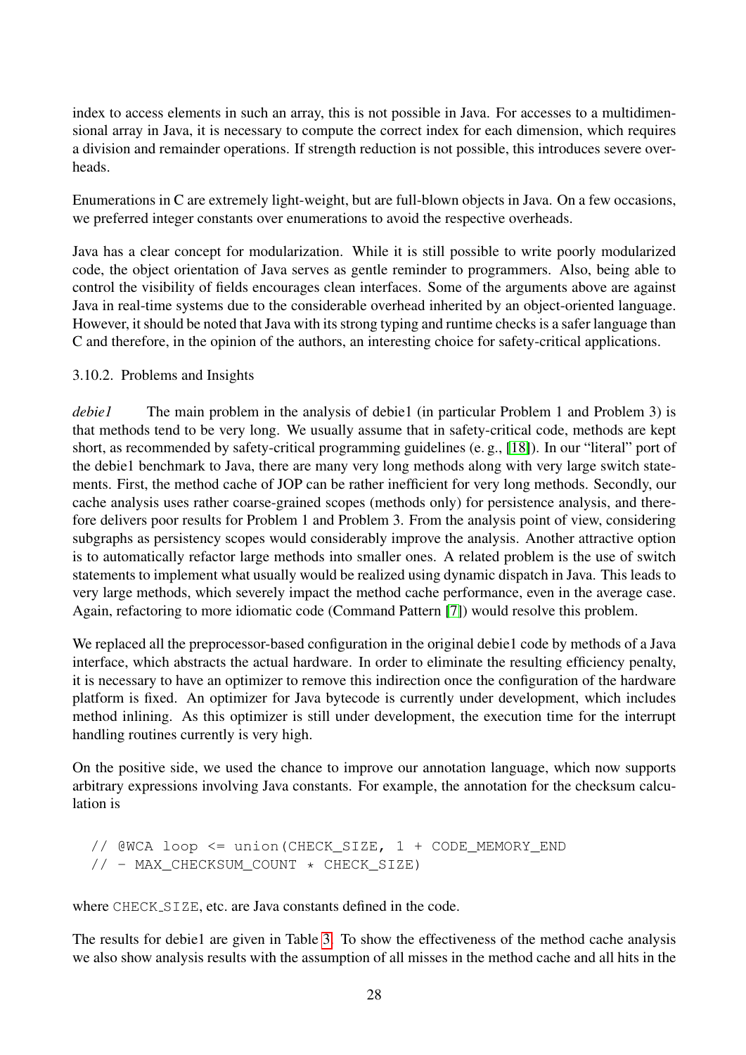index to access elements in such an array, this is not possible in Java. For accesses to a multidimensional array in Java, it is necessary to compute the correct index for each dimension, which requires a division and remainder operations. If strength reduction is not possible, this introduces severe overheads.

Enumerations in C are extremely light-weight, but are full-blown objects in Java. On a few occasions, we preferred integer constants over enumerations to avoid the respective overheads.

Java has a clear concept for modularization. While it is still possible to write poorly modularized code, the object orientation of Java serves as gentle reminder to programmers. Also, being able to control the visibility of fields encourages clean interfaces. Some of the arguments above are against Java in real-time systems due to the considerable overhead inherited by an object-oriented language. However, it should be noted that Java with its strong typing and runtime checks is a safer language than C and therefore, in the opinion of the authors, an interesting choice for safety-critical applications.

#### 3.10.2. Problems and Insights

*debie1* The main problem in the analysis of debie1 (in particular Problem 1 and Problem 3) is that methods tend to be very long. We usually assume that in safety-critical code, methods are kept short, as recommended by safety-critical programming guidelines (e. g., [18]). In our "literal" port of the debie1 benchmark to Java, there are many very long methods along with very large switch statements. First, the method cache of JOP can be rather inefficient for very long methods. Secondly, our cache analysis uses rather coarse-grained scopes (methods only) for persistence analysis, and therefore delivers poor results for Problem 1 and Problem 3. From the analysis point of view, considering subgraphs as persistency scopes would considerably improve the analysis. Another attractive option is to automatically refactor large methods into smaller ones. A related problem is the use of switch statements to implement what usually would be realized using dynamic dispatch in Java. This leads to very large methods, which severely impact the method cache performance, even in the average case. Again, refactoring to more idiomatic code (Command Pattern [7]) would resolve this problem.

We replaced all the preprocessor-based configuration in the original debie1 code by methods of a Java interface, which abstracts the actual hardware. In order to eliminate the resulting efficiency penalty, it is necessary to have an optimizer to remove this indirection once the configuration of the hardware platform is fixed. An optimizer for Java bytecode is currently under development, which includes method inlining. As this optimizer is still under development, the execution time for the interrupt handling routines currently is very high.

On the positive side, we used the chance to improve our annotation language, which now supports arbitrary expressions involving Java constants. For example, the annotation for the checksum calculation is

```
// @WCA loop <= union(CHECK_SIZE, 1 + CODE_MEMORY_END
// - MAX_CHECKSUM_COUNT * CHECK_SIZE)
```

where CHECK_SIZE, etc. are Java constants defined in the code.

The results for debie1 are given in Table 3. To show the effectiveness of the method cache analysis we also show analysis results with the assumption of all misses in the method cache and all hits in the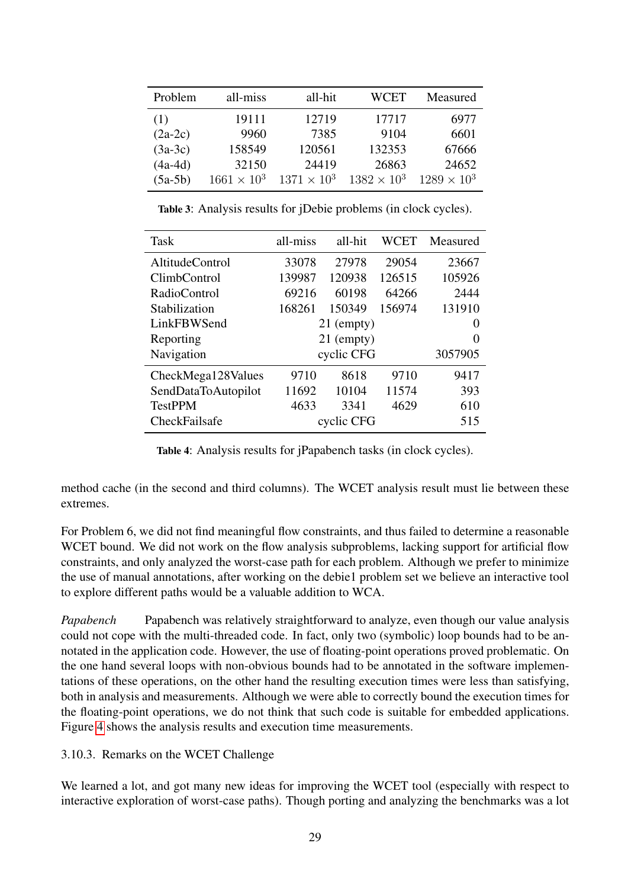| Problem | all-miss | all-hit | WCET | Measured |
|---|---|---|---|---|
| (1) | 19111 | 12719 | 17717 | 6977 |
| (2a-2c) | 9960 | 7385 | 9104 | 6601 |
| (3a-3c) | 158549 | 120561 | 132353 | 67666 |
| (4a-4d) | 32150 | 24419 | 26863 | 24652 |
| (5a-5b) | $1661 \times 10^3$ | $1371 \times 10^3$ | $1382 \times 10^3$ | $1289 \times 10^3$ |

**Table 3**: Analysis results for jDebie problems (in clock cycles).

| Task | all-miss | all-hit | WCET | Measured |
|---|---|---|---|---|
| AltitudeControl | 33078 | 27978 | 29054 | 23667 |
| ClimbControl | 139987 | 120938 | 126515 | 105926 |
| RadioControl | 69216 | 60198 | 64266 | 2444 |
| Stabilization | 168261 | 150349 | 156974 | 131910 |
| LinkFBWSend | | 21 (empty) | | 0 |
| Reporting | | 21 (empty) | | 0 |
| Navigation | | cyclic CFG | | 3057905 |
| CheckMega128Values | 9710 | 8618 | 9710 | 9417 |
| SendDataToAutopilot | 11692 | 10104 | 11574 | 393 |
| TestPPM | 4633 | 3341 | 4629 | 610 |
| CheckFailsafe | | cyclic CFG | | 515 |

**Table 4**: Analysis results for jPapabench tasks (in clock cycles).

method cache (in the second and third columns). The WCET analysis result must lie between these extremes.

For Problem 6, we did not find meaningful flow constraints, and thus failed to determine a reasonable WCET bound. We did not work on the flow analysis subproblems, lacking support for artificial flow constraints, and only analyzed the worst-case path for each problem. Although we prefer to minimize the use of manual annotations, after working on the debie1 problem set we believe an interactive tool to explore different paths would be a valuable addition to WCA.

*Papabench* Papabench was relatively straightforward to analyze, even though our value analysis could not cope with the multi-threaded code. In fact, only two (symbolic) loop bounds had to be annotated in the application code. However, the use of floating-point operations proved problematic. On the one hand several loops with non-obvious bounds had to be annotated in the software implementations of these operations, on the other hand the resulting execution times were less than satisfying, both in analysis and measurements. Although we were able to correctly bound the execution times for the floating-point operations, we do not think that such code is suitable for embedded applications. Figure 4 shows the analysis results and execution time measurements.

### 3.10.3. Remarks on the WCET Challenge

We learned a lot, and got many new ideas for improving the WCET tool (especially with respect to interactive exploration of worst-case paths). Though porting and analyzing the benchmarks was a lot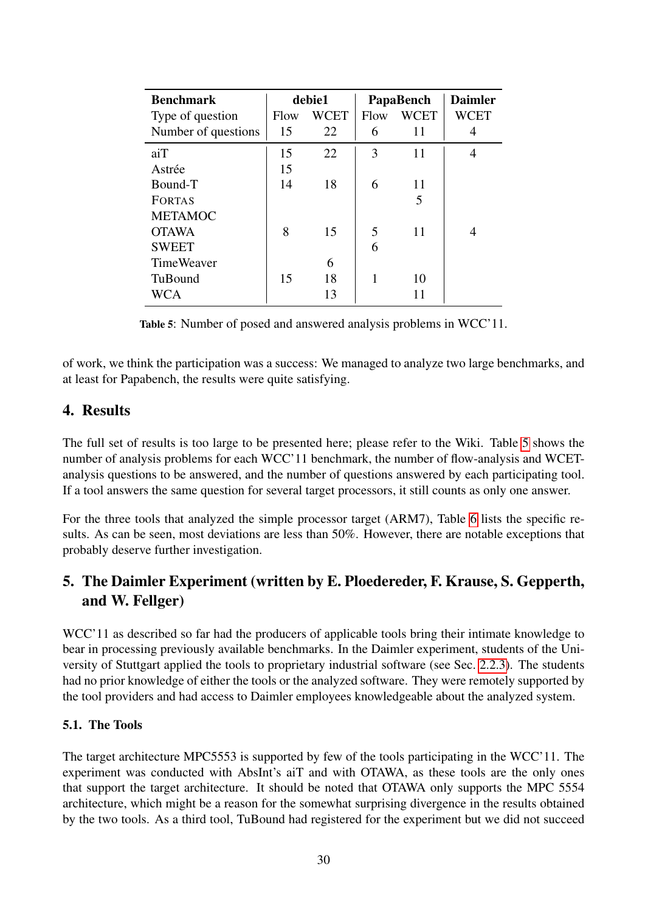| Benchmark | debie1 | | PapaBench | | Daimler |
|---|---|---|---|---|---|
| Type of question | Flow | WCET | Flow | WCET | WCET |
| Number of questions | 15 | 22 | 6 | 11 | 4 |
| aiT | 15 | 22 | 3 | 11 | 4 |
| Astrée | 15 | | | | |
| Bound-T | 14 | 18 | 6 | 11 | |
| FORTAS | | | | 5 | |
| METAMOC | | | | | |
| OTAWA | 8 | 15 | 5 | 11 | 4 |
| SWEET | | | 6 | | |
| TimeWeaver | | 6 | | | |
| TuBound | 15 | 18 | 1 | 10 | |
| WCA | | 13 | | 11 | |

**Table 5**: Number of posed and answered analysis problems in WCC'11.

of work, we think the participation was a success: We managed to analyze two large benchmarks, and at least for Papabench, the results were quite satisfying.

## 4. Results

The full set of results is too large to be presented here; please refer to the Wiki. Table 5 shows the number of analysis problems for each WCC'11 benchmark, the number of flow-analysis and WCET-analysis questions to be answered, and the number of questions answered by each participating tool. If a tool answers the same question for several target processors, it still counts as only one answer.

For the three tools that analyzed the simple processor target (ARM7), Table 6 lists the specific results. As can be seen, most deviations are less than 50%. However, there are notable exceptions that probably deserve further investigation.

## 5. The Daimler Experiment (written by E. Ploedereder, F. Krause, S. Gepperth, and W. Fellger)

WCC'11 as described so far had the producers of applicable tools bring their intimate knowledge to bear in processing previously available benchmarks. In the Daimler experiment, students of the University of Stuttgart applied the tools to proprietary industrial software (see Sec. 2.2.3). The students had no prior knowledge of either the tools or the analyzed software. They were remotely supported by the tool providers and had access to Daimler employees knowledgeable about the analyzed system.

### 5.1. The Tools

The target architecture MPC5553 is supported by few of the tools participating in the WCC'11. The experiment was conducted with AbsInt's aiT and with OTAWA, as these tools are the only ones that support the target architecture. It should be noted that OTAWA only supports the MPC 5554 architecture, which might be a reason for the somewhat surprising divergence in the results obtained by the two tools. As a third tool, TuBound had registered for the experiment but we did not succeed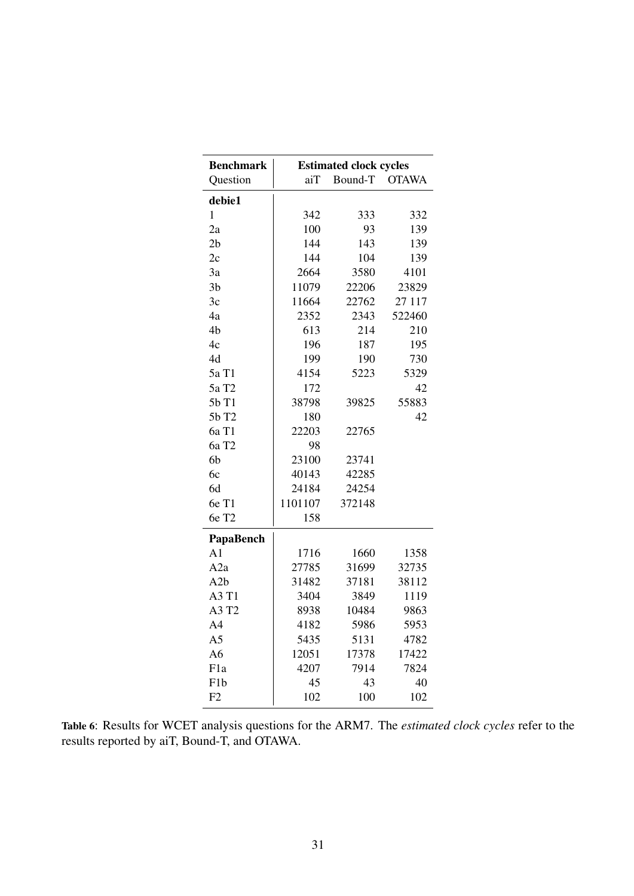| **Benchmark** | **Estimated clock cycles** | | |
|---|---|---|---|
| Question | aiT | Bound-T | OTAWA |
| **debie1** | | | |
| 1 | 342 | 333 | 332 |
| 2a | 100 | 93 | 139 |
| 2b | 144 | 143 | 139 |
| 2c | 144 | 104 | 139 |
| 3a | 2664 | 3580 | 4101 |
| 3b | 11079 | 22206 | 23829 |
| 3c | 11664 | 22762 | 27 117 |
| 4a | 2352 | 2343 | 522460 |
| 4b | 613 | 214 | 210 |
| 4c | 196 | 187 | 195 |
| 4d | 199 | 190 | 730 |
| 5a T1 | 4154 | 5223 | 5329 |
| 5a T2 | 172 | | 42 |
| 5b T1 | 38798 | 39825 | 55883 |
| 5b T2 | 180 | | 42 |
| 6a T1 | 22203 | 22765 | |
| 6a T2 | 98 | | |
| 6b | 23100 | 23741 | |
| 6c | 40143 | 42285 | |
| 6d | 24184 | 24254 | |
| 6e T1 | 1101107 | 372148 | |
| 6e T2 | 158 | | |
| **PapaBench** | | | |
| A1 | 1716 | 1660 | 1358 |
| A2a | 27785 | 31699 | 32735 |
| A2b | 31482 | 37181 | 38112 |
| A3 T1 | 3404 | 3849 | 1119 |
| A3 T2 | 8938 | 10484 | 9863 |
| A4 | 4182 | 5986 | 5953 |
| A5 | 5435 | 5131 | 4782 |
| A6 | 12051 | 17378 | 17422 |
| F1a | 4207 | 7914 | 7824 |
| F1b | 45 | 43 | 40 |
| F2 | 102 | 100 | 102 |

**Table 6**: Results for WCET analysis questions for the ARM7. The *estimated clock cycles* refer to the results reported by aiT, Bound-T, and OTAWA.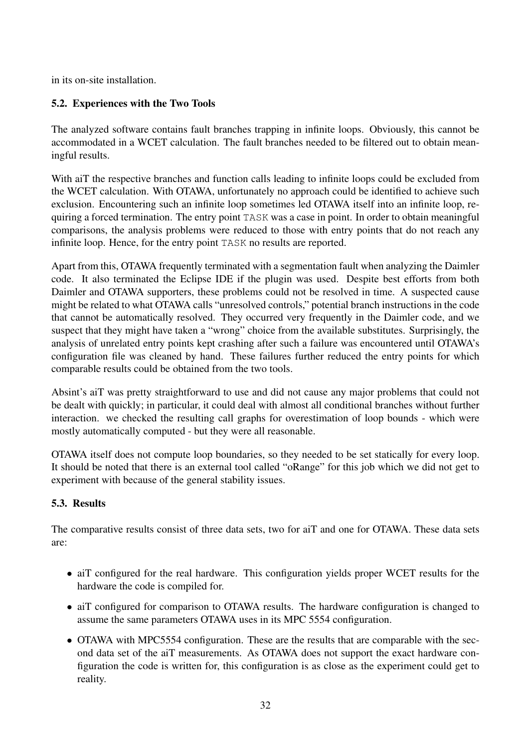in its on-site installation.

### 5.2. Experiences with the Two Tools

The analyzed software contains fault branches trapping in infinite loops. Obviously, this cannot be accommodated in a WCET calculation. The fault branches needed to be filtered out to obtain meaningful results.

With aiT the respective branches and function calls leading to infinite loops could be excluded from the WCET calculation. With OTAWA, unfortunately no approach could be identified to achieve such exclusion. Encountering such an infinite loop sometimes led OTAWA itself into an infinite loop, requiring a forced termination. The entry point `TASK` was a case in point. In order to obtain meaningful comparisons, the analysis problems were reduced to those with entry points that do not reach any infinite loop. Hence, for the entry point `TASK` no results are reported.

Apart from this, OTAWA frequently terminated with a segmentation fault when analyzing the Daimler code. It also terminated the Eclipse IDE if the plugin was used. Despite best efforts from both Daimler and OTAWA supporters, these problems could not be resolved in time. A suspected cause might be related to what OTAWA calls "unresolved controls," potential branch instructions in the code that cannot be automatically resolved. They occurred very frequently in the Daimler code, and we suspect that they might have taken a "wrong" choice from the available substitutes. Surprisingly, the analysis of unrelated entry points kept crashing after such a failure was encountered until OTAWA's configuration file was cleaned by hand. These failures further reduced the entry points for which comparable results could be obtained from the two tools.

Absint's aiT was pretty straightforward to use and did not cause any major problems that could not be dealt with quickly; in particular, it could deal with almost all conditional branches without further interaction. we checked the resulting call graphs for overestimation of loop bounds - which were mostly automatically computed - but they were all reasonable.

OTAWA itself does not compute loop boundaries, so they needed to be set statically for every loop. It should be noted that there is an external tool called "oRange" for this job which we did not get to experiment with because of the general stability issues.

### 5.3. Results

The comparative results consist of three data sets, two for aiT and one for OTAWA. These data sets are:

- aiT configured for the real hardware. This configuration yields proper WCET results for the hardware the code is compiled for.
- aiT configured for comparison to OTAWA results. The hardware configuration is changed to assume the same parameters OTAWA uses in its MPC 5554 configuration.
- OTAWA with MPC5554 configuration. These are the results that are comparable with the second data set of the aiT measurements. As OTAWA does not support the exact hardware configuration the code is written for, this configuration is as close as the experiment could get to reality.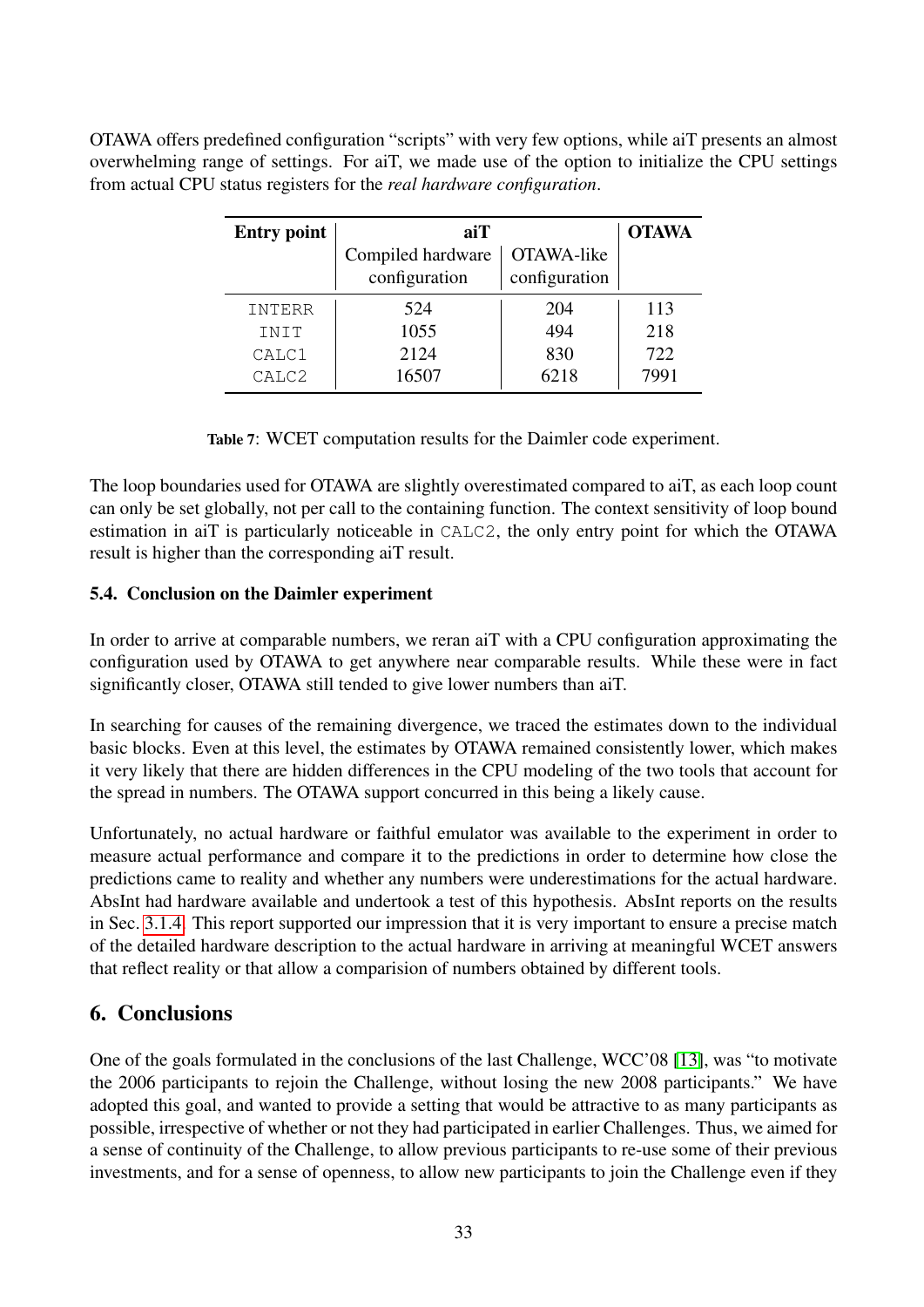OTAWA offers predefined configuration "scripts" with very few options, while aiT presents an almost overwhelming range of settings. For aiT, we made use of the option to initialize the CPU settings from actual CPU status registers for the *real hardware configuration*.

| Entry point | aiT | | OTAWA |
|---|---|---|---|
| | Compiled hardware configuration | OTAWA-like configuration | |
| INTERR | 524 | 204 | 113 |
| INIT | 1055 | 494 | 218 |
| CALC1 | 2124 | 830 | 722 |
| CALC2 | 16507 | 6218 | 7991 |

**Table 7**: WCET computation results for the Daimler code experiment.

The loop boundaries used for OTAWA are slightly overestimated compared to aiT, as each loop count can only be set globally, not per call to the containing function. The context sensitivity of loop bound estimation in aiT is particularly noticeable in CALC2, the only entry point for which the OTAWA result is higher than the corresponding aiT result.

### 5.4. Conclusion on the Daimler experiment

In order to arrive at comparable numbers, we reran aiT with a CPU configuration approximating the configuration used by OTAWA to get anywhere near comparable results. While these were in fact significantly closer, OTAWA still tended to give lower numbers than aiT.

In searching for causes of the remaining divergence, we traced the estimates down to the individual basic blocks. Even at this level, the estimates by OTAWA remained consistently lower, which makes it very likely that there are hidden differences in the CPU modeling of the two tools that account for the spread in numbers. The OTAWA support concurred in this being a likely cause.

Unfortunately, no actual hardware or faithful emulator was available to the experiment in order to measure actual performance and compare it to the predictions in order to determine how close the predictions came to reality and whether any numbers were underestimations for the actual hardware. AbsInt had hardware available and undertook a test of this hypothesis. AbsInt reports on the results in Sec. 3.1.4. This report supported our impression that it is very important to ensure a precise match of the detailed hardware description to the actual hardware in arriving at meaningful WCET answers that reflect reality or that allow a comparision of numbers obtained by different tools.

## 6. Conclusions

One of the goals formulated in the conclusions of the last Challenge, WCC'08 [13], was "to motivate the 2006 participants to rejoin the Challenge, without losing the new 2008 participants." We have adopted this goal, and wanted to provide a setting that would be attractive to as many participants as possible, irrespective of whether or not they had participated in earlier Challenges. Thus, we aimed for a sense of continuity of the Challenge, to allow previous participants to re-use some of their previous investments, and for a sense of openness, to allow new participants to join the Challenge even if they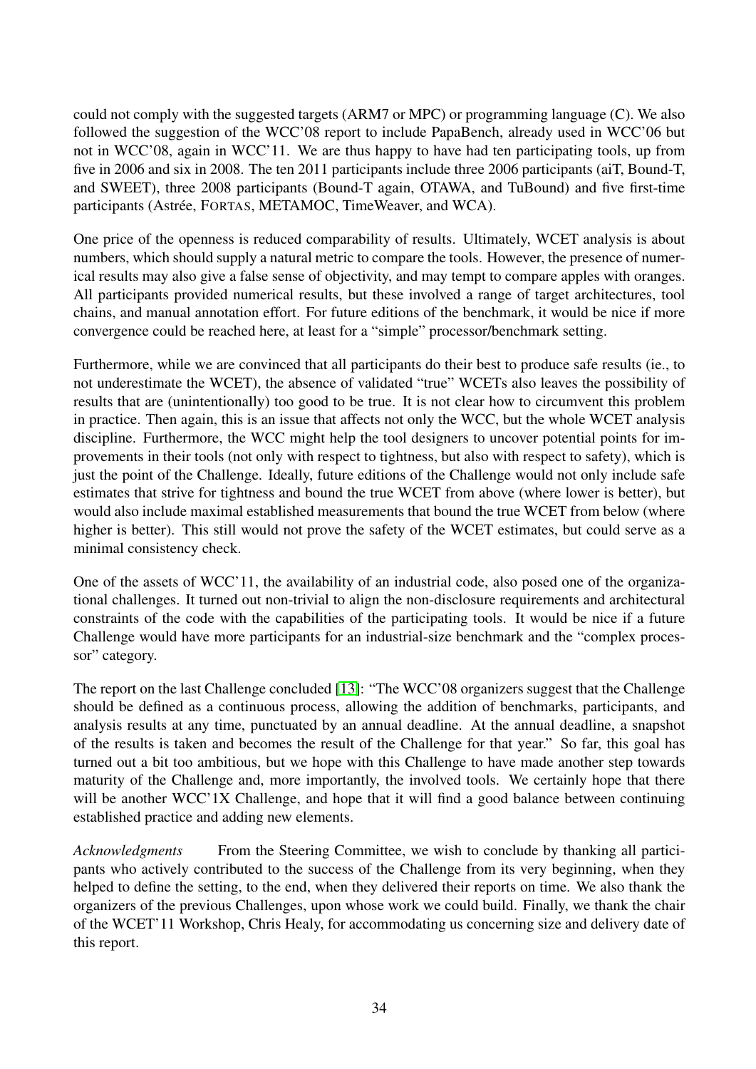could not comply with the suggested targets (ARM7 or MPC) or programming language (C). We also followed the suggestion of the WCC'08 report to include PapaBench, already used in WCC'06 but not in WCC'08, again in WCC'11. We are thus happy to have had ten participating tools, up from five in 2006 and six in 2008. The ten 2011 participants include three 2006 participants (aiT, Bound-T, and SWEET), three 2008 participants (Bound-T again, OTAWA, and TuBound) and five first-time participants (Astrée, FORTAS, METAMOC, TimeWeaver, and WCA).

One price of the openness is reduced comparability of results. Ultimately, WCET analysis is about numbers, which should supply a natural metric to compare the tools. However, the presence of numerical results may also give a false sense of objectivity, and may tempt to compare apples with oranges. All participants provided numerical results, but these involved a range of target architectures, tool chains, and manual annotation effort. For future editions of the benchmark, it would be nice if more convergence could be reached here, at least for a "simple" processor/benchmark setting.

Furthermore, while we are convinced that all participants do their best to produce safe results (ie., to not underestimate the WCET), the absence of validated "true" WCETs also leaves the possibility of results that are (unintentionally) too good to be true. It is not clear how to circumvent this problem in practice. Then again, this is an issue that affects not only the WCC, but the whole WCET analysis discipline. Furthermore, the WCC might help the tool designers to uncover potential points for improvements in their tools (not only with respect to tightness, but also with respect to safety), which is just the point of the Challenge. Ideally, future editions of the Challenge would not only include safe estimates that strive for tightness and bound the true WCET from above (where lower is better), but would also include maximal established measurements that bound the true WCET from below (where higher is better). This still would not prove the safety of the WCET estimates, but could serve as a minimal consistency check.

One of the assets of WCC'11, the availability of an industrial code, also posed one of the organizational challenges. It turned out non-trivial to align the non-disclosure requirements and architectural constraints of the code with the capabilities of the participating tools. It would be nice if a future Challenge would have more participants for an industrial-size benchmark and the "complex processor" category.

The report on the last Challenge concluded [13]: "The WCC'08 organizers suggest that the Challenge should be defined as a continuous process, allowing the addition of benchmarks, participants, and analysis results at any time, punctuated by an annual deadline. At the annual deadline, a snapshot of the results is taken and becomes the result of the Challenge for that year." So far, this goal has turned out a bit too ambitious, but we hope with this Challenge to have made another step towards maturity of the Challenge and, more importantly, the involved tools. We certainly hope that there will be another WCC'1X Challenge, and hope that it will find a good balance between continuing established practice and adding new elements.

*Acknowledgments* From the Steering Committee, we wish to conclude by thanking all participants who actively contributed to the success of the Challenge from its very beginning, when they helped to define the setting, to the end, when they delivered their reports on time. We also thank the organizers of the previous Challenges, upon whose work we could build. Finally, we thank the chair of the WCET'11 Workshop, Chris Healy, for accommodating us concerning size and delivery date of this report.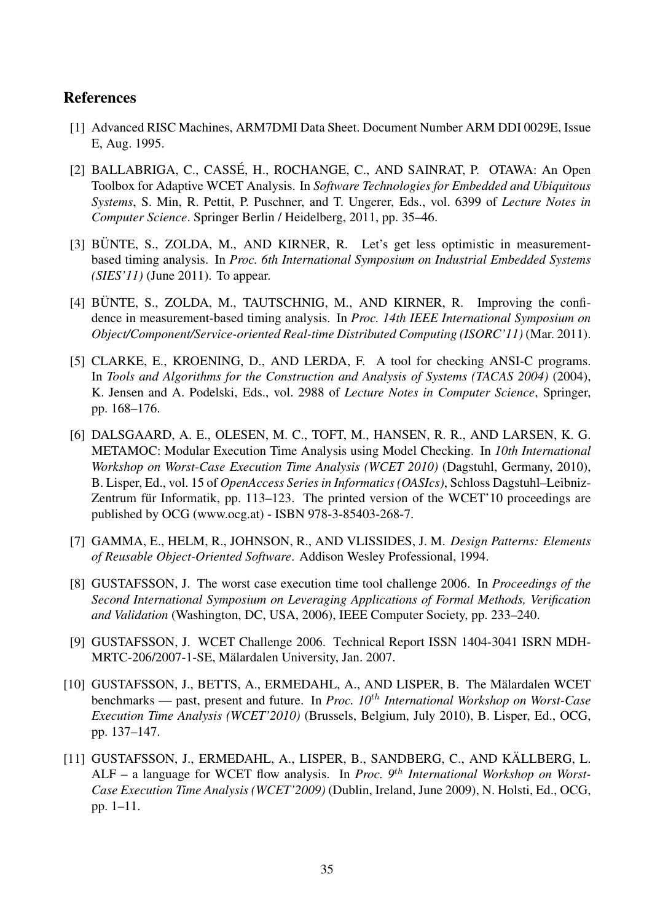## References

[1] Advanced RISC Machines, ARM7DMI Data Sheet. Document Number ARM DDI 0029E, Issue E, Aug. 1995.

[2] BALLABRIGA, C., CASSÉ, H., ROCHANGE, C., AND SAINRAT, P. OTAWA: An Open Toolbox for Adaptive WCET Analysis. In *Software Technologies for Embedded and Ubiquitous Systems*, S. Min, R. Pettit, P. Puschner, and T. Ungerer, Eds., vol. 6399 of *Lecture Notes in Computer Science*. Springer Berlin / Heidelberg, 2011, pp. 35–46.

[3] BÜNTE, S., ZOLDA, M., AND KIRNER, R. Let's get less optimistic in measurement-based timing analysis. In *Proc. 6th International Symposium on Industrial Embedded Systems (SIES'11)* (June 2011). To appear.

[4] BÜNTE, S., ZOLDA, M., TAUTSCHNIG, M., AND KIRNER, R. Improving the confidence in measurement-based timing analysis. In *Proc. 14th IEEE International Symposium on Object/Component/Service-oriented Real-time Distributed Computing (ISORC'11)* (Mar. 2011).

[5] CLARKE, E., KROENING, D., AND LERDA, F. A tool for checking ANSI-C programs. In *Tools and Algorithms for the Construction and Analysis of Systems (TACAS 2004)* (2004), K. Jensen and A. Podelski, Eds., vol. 2988 of *Lecture Notes in Computer Science*, Springer, pp. 168–176.

[6] DALSGAARD, A. E., OLESEN, M. C., TOFT, M., HANSEN, R. R., AND LARSEN, K. G. METAMOC: Modular Execution Time Analysis using Model Checking. In *10th International Workshop on Worst-Case Execution Time Analysis (WCET 2010)* (Dagstuhl, Germany, 2010), B. Lisper, Ed., vol. 15 of *OpenAccess Series in Informatics (OASIcs)*, Schloss Dagstuhl–Leibniz-Zentrum für Informatik, pp. 113–123. The printed version of the WCET'10 proceedings are published by OCG (www.ocg.at) - ISBN 978-3-85403-268-7.

[7] GAMMA, E., HELM, R., JOHNSON, R., AND VLISSIDES, J. M. *Design Patterns: Elements of Reusable Object-Oriented Software*. Addison Wesley Professional, 1994.

[8] GUSTAFSSON, J. The worst case execution time tool challenge 2006. In *Proceedings of the Second International Symposium on Leveraging Applications of Formal Methods, Verification and Validation* (Washington, DC, USA, 2006), IEEE Computer Society, pp. 233–240.

[9] GUSTAFSSON, J. WCET Challenge 2006. Technical Report ISSN 1404-3041 ISRN MDH-MRTC-206/2007-1-SE, Mälardalen University, Jan. 2007.

[10] GUSTAFSSON, J., BETTS, A., ERMEDAHL, A., AND LISPER, B. The Mälardalen WCET benchmarks — past, present and future. In *Proc. 10$^{th}$ International Workshop on Worst-Case Execution Time Analysis (WCET'2010)* (Brussels, Belgium, July 2010), B. Lisper, Ed., OCG, pp. 137–147.

[11] GUSTAFSSON, J., ERMEDAHL, A., LISPER, B., SANDBERG, C., AND KÄLLBERG, L. ALF – a language for WCET flow analysis. In *Proc. 9$^{th}$ International Workshop on Worst-Case Execution Time Analysis (WCET'2009)* (Dublin, Ireland, June 2009), N. Holsti, Ed., OCG, pp. 1–11.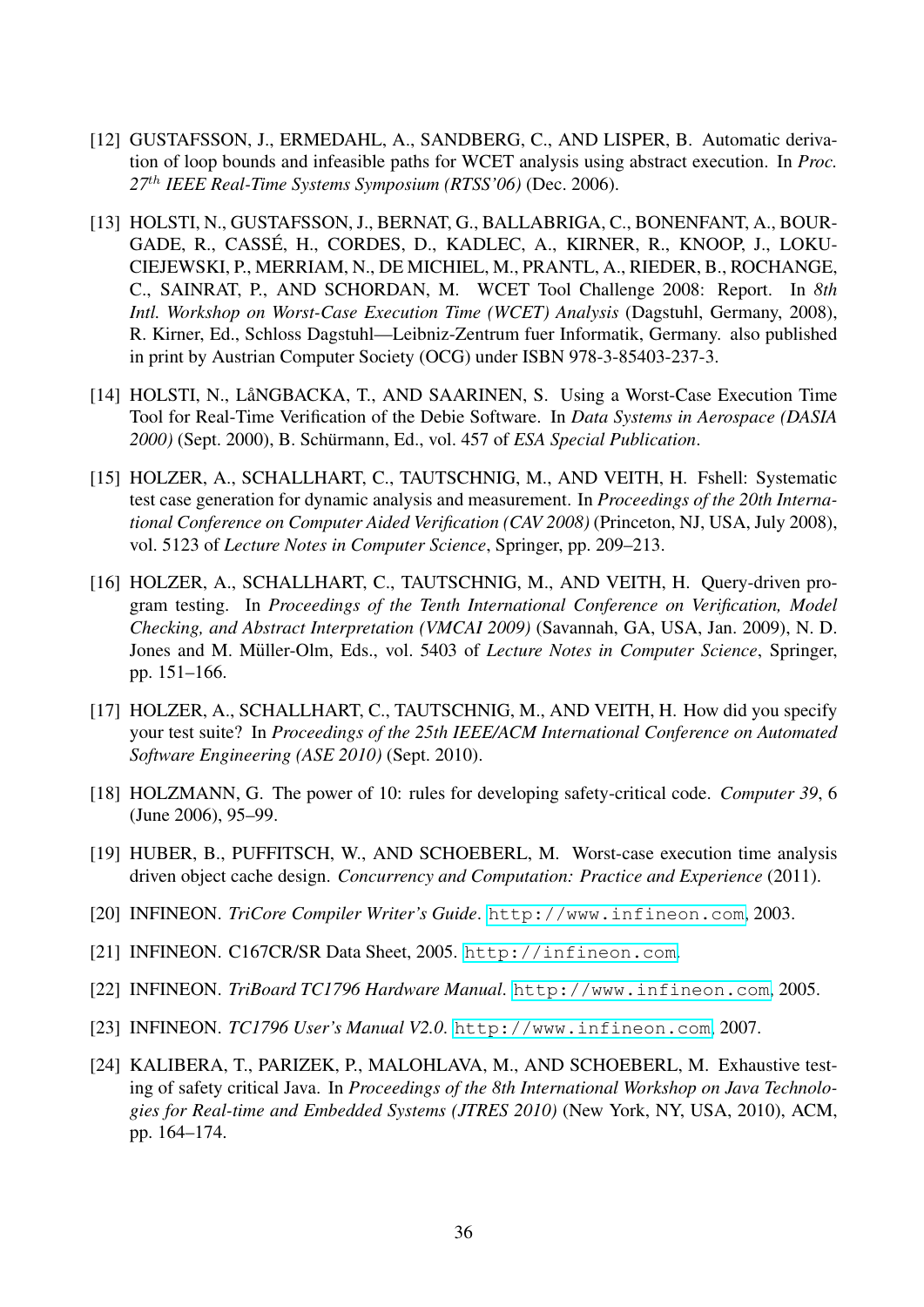[12] GUSTAFSSON, J., ERMEDAHL, A., SANDBERG, C., AND LISPER, B. Automatic derivation of loop bounds and infeasible paths for WCET analysis using abstract execution. In *Proc. 27$^{th}$ IEEE Real-Time Systems Symposium (RTSS'06)* (Dec. 2006).

[13] HOLSTI, N., GUSTAFSSON, J., BERNAT, G., BALLABRIGA, C., BONENFANT, A., BOURGADE, R., CASSÉ, H., CORDES, D., KADLEC, A., KIRNER, R., KNOOP, J., LOKUCIEJEWSKI, P., MERRIAM, N., DE MICHIEL, M., PRANTL, A., RIEDER, B., ROCHANGE, C., SAINRAT, P., AND SCHORDAN, M. WCET Tool Challenge 2008: Report. In *8th Intl. Workshop on Worst-Case Execution Time (WCET) Analysis* (Dagstuhl, Germany, 2008), R. Kirner, Ed., Schloss Dagstuhl—Leibniz-Zentrum fuer Informatik, Germany. also published in print by Austrian Computer Society (OCG) under ISBN 978-3-85403-237-3.

[14] HOLSTI, N., LåNGBACKA, T., AND SAARINEN, S. Using a Worst-Case Execution Time Tool for Real-Time Verification of the Debie Software. In *Data Systems in Aerospace (DASIA 2000)* (Sept. 2000), B. Schürmann, Ed., vol. 457 of *ESA Special Publication*.

[15] HOLZER, A., SCHALLHART, C., TAUTSCHNIG, M., AND VEITH, H. Fshell: Systematic test case generation for dynamic analysis and measurement. In *Proceedings of the 20th International Conference on Computer Aided Verification (CAV 2008)* (Princeton, NJ, USA, July 2008), vol. 5123 of *Lecture Notes in Computer Science*, Springer, pp. 209–213.

[16] HOLZER, A., SCHALLHART, C., TAUTSCHNIG, M., AND VEITH, H. Query-driven program testing. In *Proceedings of the Tenth International Conference on Verification, Model Checking, and Abstract Interpretation (VMCAI 2009)* (Savannah, GA, USA, Jan. 2009), N. D. Jones and M. Müller-Olm, Eds., vol. 5403 of *Lecture Notes in Computer Science*, Springer, pp. 151–166.

[17] HOLZER, A., SCHALLHART, C., TAUTSCHNIG, M., AND VEITH, H. How did you specify your test suite? In *Proceedings of the 25th IEEE/ACM International Conference on Automated Software Engineering (ASE 2010)* (Sept. 2010).

[18] HOLZMANN, G. The power of 10: rules for developing safety-critical code. *Computer 39*, 6 (June 2006), 95–99.

[19] HUBER, B., PUFFITSCH, W., AND SCHOEBERL, M. Worst-case execution time analysis driven object cache design. *Concurrency and Computation: Practice and Experience* (2011).

[20] INFINEON. *TriCore Compiler Writer's Guide*. `http://www.infineon.com`, 2003.

[21] INFINEON. C167CR/SR Data Sheet, 2005. `http://infineon.com`.

[22] INFINEON. *TriBoard TC1796 Hardware Manual*. `http://www.infineon.com`, 2005.

[23] INFINEON. *TC1796 User's Manual V2.0*. `http://www.infineon.com`, 2007.

[24] KALIBERA, T., PARIZEK, P., MALOHLAVA, M., AND SCHOEBERL, M. Exhaustive testing of safety critical Java. In *Proceedings of the 8th International Workshop on Java Technologies for Real-time and Embedded Systems (JTRES 2010)* (New York, NY, USA, 2010), ACM, pp. 164–174.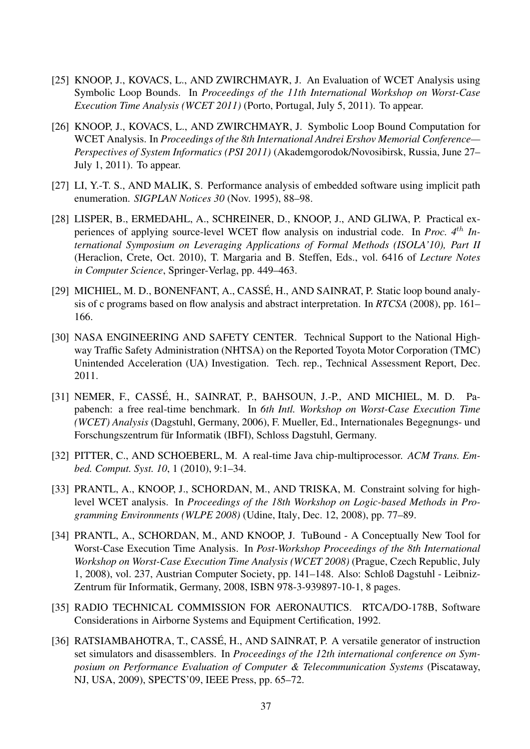[25] KNOOP, J., KOVACS, L., AND ZWIRCHMAYR, J. An Evaluation of WCET Analysis using Symbolic Loop Bounds. In *Proceedings of the 11th International Workshop on Worst-Case Execution Time Analysis (WCET 2011)* (Porto, Portugal, July 5, 2011). To appear.

[26] KNOOP, J., KOVACS, L., AND ZWIRCHMAYR, J. Symbolic Loop Bound Computation for WCET Analysis. In *Proceedings of the 8th International Andrei Ershov Memorial Conference—Perspectives of System Informatics (PSI 2011)* (Akademgorodok/Novosibirsk, Russia, June 27–July 1, 2011). To appear.

[27] LI, Y.-T. S., AND MALIK, S. Performance analysis of embedded software using implicit path enumeration. *SIGPLAN Notices 30* (Nov. 1995), 88–98.

[28] LISPER, B., ERMEDAHL, A., SCHREINER, D., KNOOP, J., AND GLIWA, P. Practical experiences of applying source-level WCET flow analysis on industrial code. In *Proc. $4^{th}$ International Symposium on Leveraging Applications of Formal Methods (ISOLA'10), Part II* (Heraclion, Crete, Oct. 2010), T. Margaria and B. Steffen, Eds., vol. 6416 of *Lecture Notes in Computer Science*, Springer-Verlag, pp. 449–463.

[29] MICHIEL, M. D., BONENFANT, A., CASSÉ, H., AND SAINRAT, P. Static loop bound analysis of c programs based on flow analysis and abstract interpretation. In *RTCSA* (2008), pp. 161–166.

[30] NASA ENGINEERING AND SAFETY CENTER. Technical Support to the National Highway Traffic Safety Administration (NHTSA) on the Reported Toyota Motor Corporation (TMC) Unintended Acceleration (UA) Investigation. Tech. rep., Technical Assessment Report, Dec. 2011.

[31] NEMER, F., CASSÉ, H., SAINRAT, P., BAHSOUN, J.-P., AND MICHIEL, M. D. Papabench: a free real-time benchmark. In *6th Intl. Workshop on Worst-Case Execution Time (WCET) Analysis* (Dagstuhl, Germany, 2006), F. Mueller, Ed., Internationales Begegnungs- und Forschungszentrum für Informatik (IBFI), Schloss Dagstuhl, Germany.

[32] PITTER, C., AND SCHOEBERL, M. A real-time Java chip-multiprocessor. *ACM Trans. Embed. Comput. Syst. 10*, 1 (2010), 9:1–34.

[33] PRANTL, A., KNOOP, J., SCHORDAN, M., AND TRISKA, M. Constraint solving for high-level WCET analysis. In *Proceedings of the 18th Workshop on Logic-based Methods in Programming Environments (WLPE 2008)* (Udine, Italy, Dec. 12, 2008), pp. 77–89.

[34] PRANTL, A., SCHORDAN, M., AND KNOOP, J. TuBound - A Conceptually New Tool for Worst-Case Execution Time Analysis. In *Post-Workshop Proceedings of the 8th International Workshop on Worst-Case Execution Time Analysis (WCET 2008)* (Prague, Czech Republic, July 1, 2008), vol. 237, Austrian Computer Society, pp. 141–148. Also: Schloß Dagstuhl - Leibniz-Zentrum für Informatik, Germany, 2008, ISBN 978-3-939897-10-1, 8 pages.

[35] RADIO TECHNICAL COMMISSION FOR AERONAUTICS. RTCA/DO-178B, Software Considerations in Airborne Systems and Equipment Certification, 1992.

[36] RATSIAMBAHOTRA, T., CASSÉ, H., AND SAINRAT, P. A versatile generator of instruction set simulators and disassemblers. In *Proceedings of the 12th international conference on Symposium on Performance Evaluation of Computer & Telecommunication Systems* (Piscataway, NJ, USA, 2009), SPECTS'09, IEEE Press, pp. 65–72.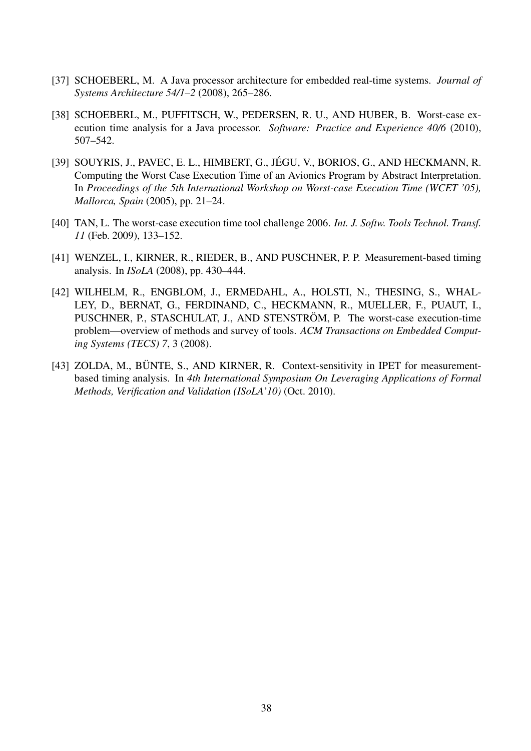[37] SCHOEBERL, M. A Java processor architecture for embedded real-time systems. *Journal of Systems Architecture 54/1–2* (2008), 265–286.

[38] SCHOEBERL, M., PUFFITSCH, W., PEDERSEN, R. U., AND HUBER, B. Worst-case execution time analysis for a Java processor. *Software: Practice and Experience 40/6* (2010), 507–542.

[39] SOUYRIS, J., PAVEC, E. L., HIMBERT, G., JÉGU, V., BORIOS, G., AND HECKMANN, R. Computing the Worst Case Execution Time of an Avionics Program by Abstract Interpretation. In *Proceedings of the 5th International Workshop on Worst-case Execution Time (WCET '05), Mallorca, Spain* (2005), pp. 21–24.

[40] TAN, L. The worst-case execution time tool challenge 2006. *Int. J. Softw. Tools Technol. Transf. 11* (Feb. 2009), 133–152.

[41] WENZEL, I., KIRNER, R., RIEDER, B., AND PUSCHNER, P. P. Measurement-based timing analysis. In *ISoLA* (2008), pp. 430–444.

[42] WILHELM, R., ENGBLOM, J., ERMEDAHL, A., HOLSTI, N., THESING, S., WHALLEY, D., BERNAT, G., FERDINAND, C., HECKMANN, R., MUELLER, F., PUAUT, I., PUSCHNER, P., STASCHULAT, J., AND STENSTRÖM, P. The worst-case execution-time problem—overview of methods and survey of tools. *ACM Transactions on Embedded Computing Systems (TECS) 7*, 3 (2008).

[43] ZOLDA, M., BÜNTE, S., AND KIRNER, R. Context-sensitivity in IPET for measurement-based timing analysis. In *4th International Symposium On Leveraging Applications of Formal Methods, Verification and Validation (ISoLA'10)* (Oct. 2010).